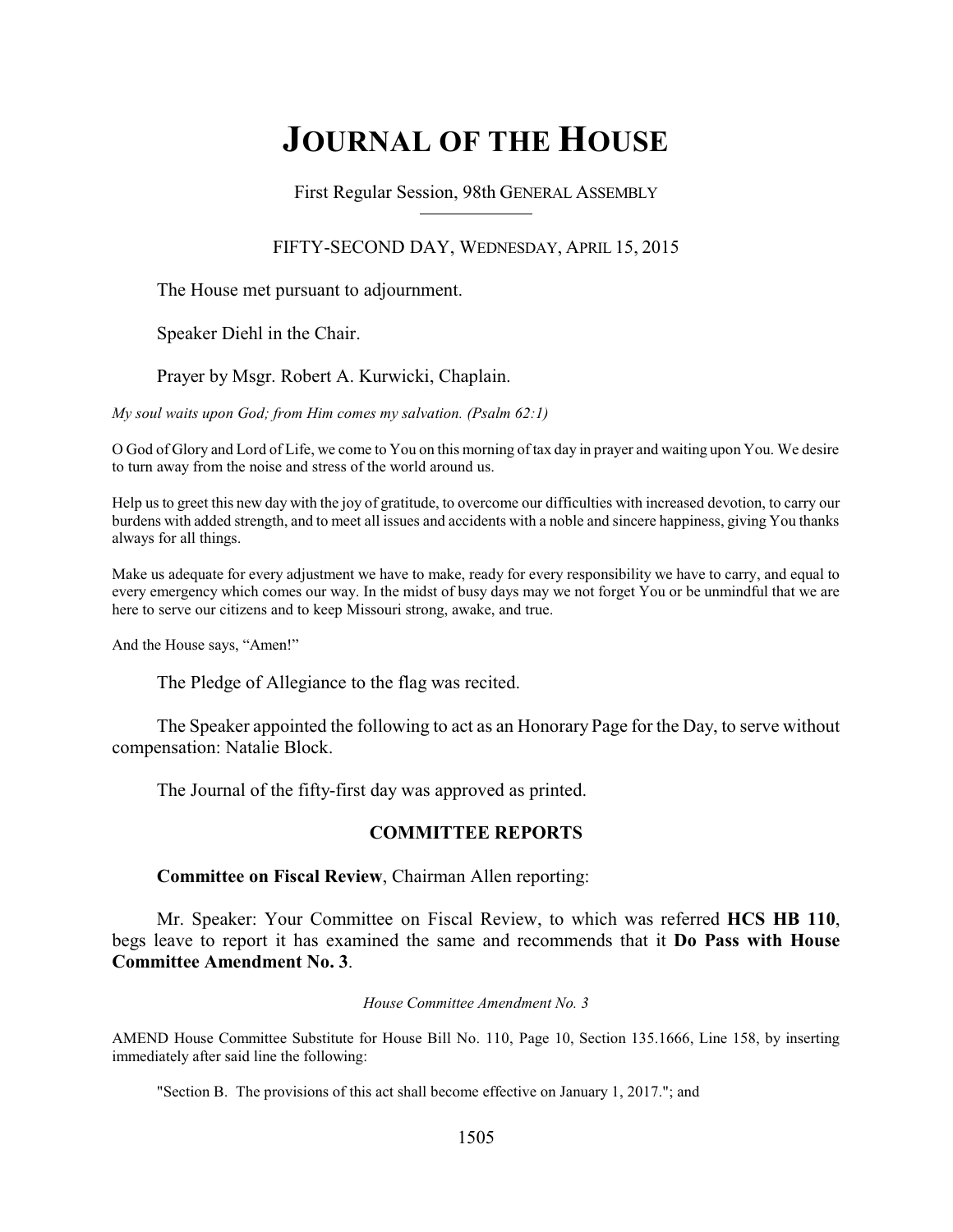# JOURNAL OF THE HOUSE

First Regular Session, 98th GENERAL ASSEMBLY

FIFTY-SECOND DAY, WEDNESDAY, APRIL 15, 2015

The House met pursuant to adjournment.

Speaker Diehl in the Chair.

Prayer by Msgr. Robert A. Kurwicki, Chaplain.

*My soul waits upon God; from Him comes my salvation. (Psalm 62:1)*

O God of Glory and Lord of Life, we come to You on this morning of tax day in prayer and waiting upon You. We desire to turn away from the noise and stress of the world around us.

Help us to greet this new day with the joy of gratitude, to overcome our difficulties with increased devotion, to carry our burdens with added strength, and to meet all issues and accidents with a noble and sincere happiness, giving You thanks always for all things.

Make us adequate for every adjustment we have to make, ready for every responsibility we have to carry, and equal to every emergency which comes our way. In the midst of busy days may we not forget You or be unmindful that we are here to serve our citizens and to keep Missouri strong, awake, and true.

And the House says, "Amen!"

The Pledge of Allegiance to the flag was recited.

The Speaker appointed the following to act as an Honorary Page for the Day, to serve without compensation: Natalie Block.

The Journal of the fifty-first day was approved as printed.

## COMMITTEE REPORTS

**Committee on Fiscal Review**, Chairman Allen reporting:

Mr. Speaker: Your Committee on Fiscal Review, to which was referred **HCS HB 110**, begs leave to report it has examined the same and recommends that it **Do Pass with House Committee Amendment No. 3**.

*House Committee Amendment No. 3*

AMEND House Committee Substitute for House Bill No. 110, Page 10, Section 135.1666, Line 158, by inserting immediately after said line the following:

"Section B. The provisions of this act shall become effective on January 1, 2017."; and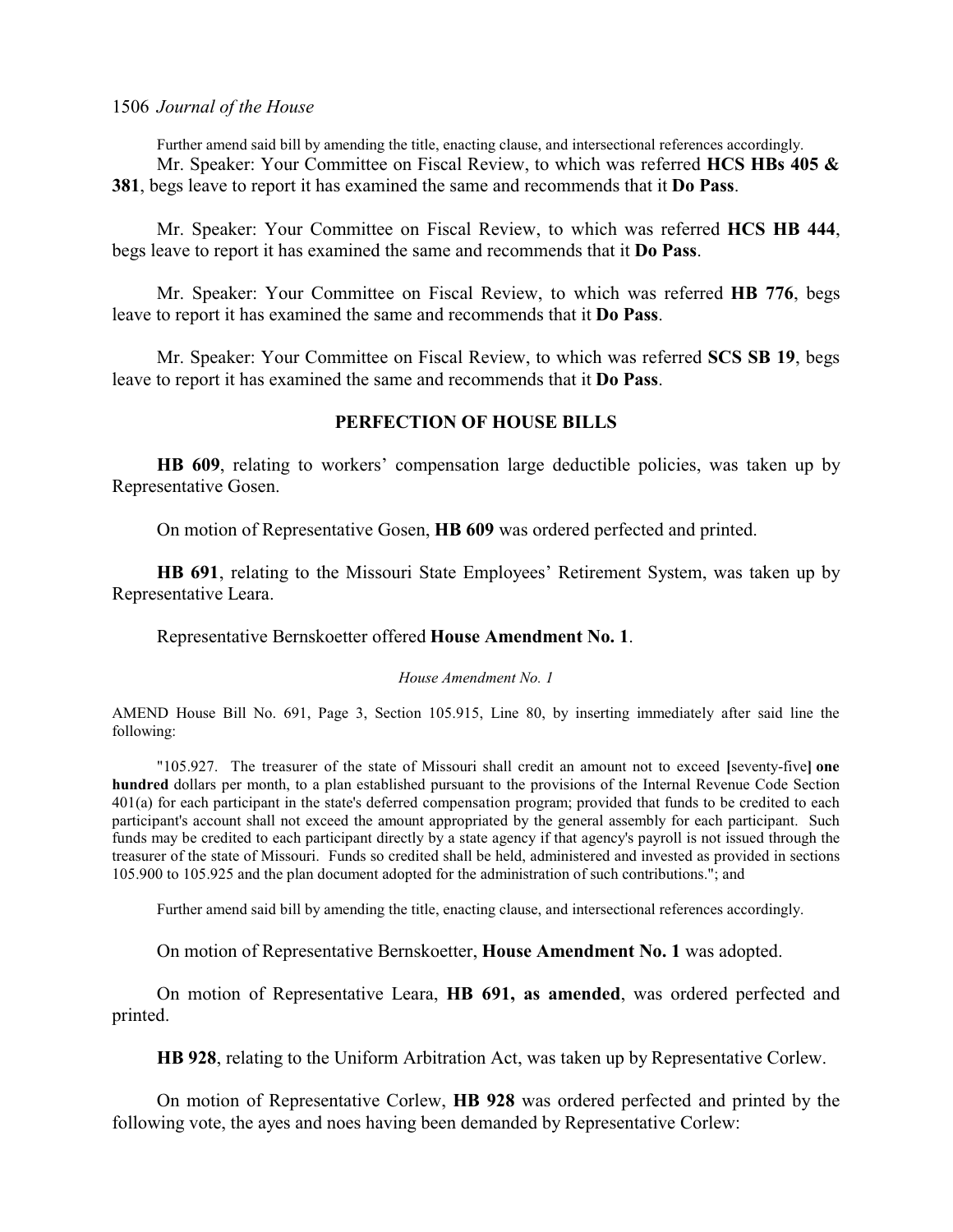Further amend said bill by amending the title, enacting clause, and intersectional references accordingly.

Mr. Speaker: Your Committee on Fiscal Review, to which was referred **HCS HBs 405 & 381**, begs leave to report it has examined the same and recommends that it **Do Pass**.

Mr. Speaker: Your Committee on Fiscal Review, to which was referred **HCS HB 444**, begs leave to report it has examined the same and recommends that it **Do Pass**.

Mr. Speaker: Your Committee on Fiscal Review, to which was referred **HB 776**, begs leave to report it has examined the same and recommends that it **Do Pass**.

Mr. Speaker: Your Committee on Fiscal Review, to which was referred **SCS SB 19**, begs leave to report it has examined the same and recommends that it **Do Pass**.

## PERFECTION OF HOUSE BILLS

**HB 609**, relating to workers' compensation large deductible policies, was taken up by Representative Gosen.

On motion of Representative Gosen, **HB 609** was ordered perfected and printed.

**HB 691**, relating to the Missouri State Employees' Retirement System, was taken up by Representative Leara.

Representative Bernskoetter offered **House Amendment No. 1**.

*House Amendment No. 1*

AMEND House Bill No. 691, Page 3, Section 105.915, Line 80, by inserting immediately after said line the following:

"105.927. The treasurer of the state of Missouri shall credit an amount not to exceed **[**seventy-five**] one hundred** dollars per month, to a plan established pursuant to the provisions of the Internal Revenue Code Section 401(a) for each participant in the state's deferred compensation program; provided that funds to be credited to each participant's account shall not exceed the amount appropriated by the general assembly for each participant. Such funds may be credited to each participant directly by a state agency if that agency's payroll is not issued through the treasurer of the state of Missouri. Funds so credited shall be held, administered and invested as provided in sections 105.900 to 105.925 and the plan document adopted for the administration of such contributions."; and

Further amend said bill by amending the title, enacting clause, and intersectional references accordingly.

On motion of Representative Bernskoetter, **House Amendment No. 1** was adopted.

On motion of Representative Leara, **HB 691, as amended**, was ordered perfected and printed.

**HB 928**, relating to the Uniform Arbitration Act, was taken up by Representative Corlew.

On motion of Representative Corlew, **HB 928** was ordered perfected and printed by the following vote, the ayes and noes having been demanded by Representative Corlew: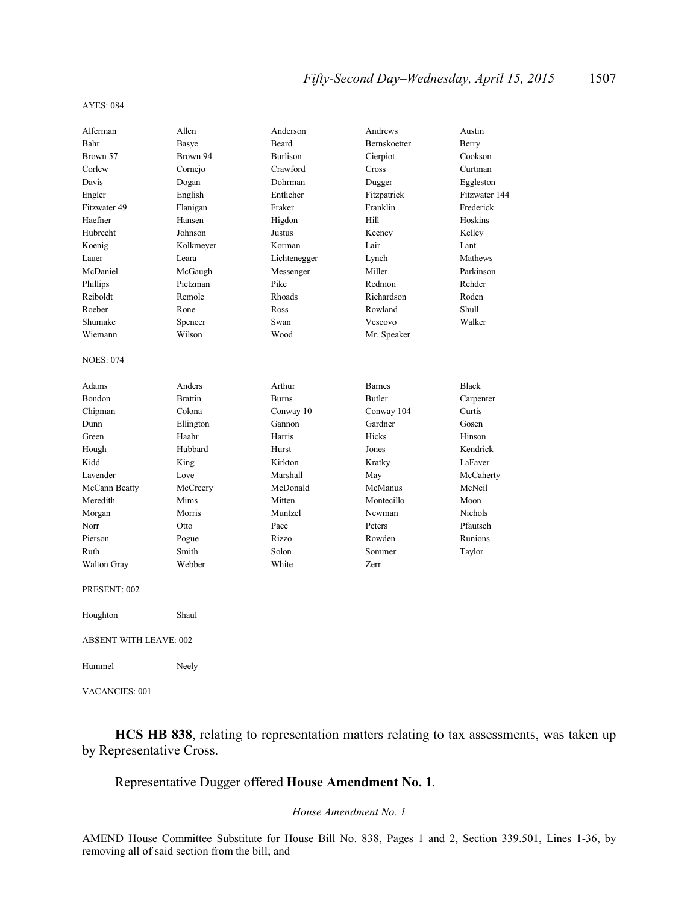AYES: 084

| | | | | |
|---|---|---|---|---|
| Alferman | Allen | Anderson | Andrews | Austin |
| Bahr | Basye | Beard | Bernskoetter | Berry |
| Brown 57 | Brown 94 | Burlison | Cierpiot | Cookson |
| Corlew | Cornejo | Crawford | Cross | Curtman |
| Davis | Dogan | Dohrman | Dugger | Eggleston |
| Engler | English | Entlicher | Fitzpatrick | Fitzwater 144 |
| Fitzwater 49 | Flanigan | Fraker | Franklin | Frederick |
| Haefner | Hansen | Higdon | Hill | Hoskins |
| Hubrecht | Johnson | Justus | Keeney | Kelley |
| Koenig | Kolkmeyer | Korman | Lair | Lant |
| Lauer | Leara | Lichtenegger | Lynch | Mathews |
| McDaniel | McGaugh | Messenger | Miller | Parkinson |
| Phillips | Pietzman | Pike | Redmon | Rehder |
| Reiboldt | Remole | Rhoads | Richardson | Roden |
| Roeber | Rone | Ross | Rowland | Shull |
| Shumake | Spencer | Swan | Vescovo | Walker |
| Wiemann | Wilson | Wood | Mr. Speaker | |

NOES: 074

| | | | | |
|---|---|---|---|---|
| Adams | Anders | Arthur | Barnes | Black |
| Bondon | Brattin | Burns | Butler | Carpenter |
| Chipman | Colona | Conway 10 | Conway 104 | Curtis |
| Dunn | Ellington | Gannon | Gardner | Gosen |
| Green | Haahr | Harris | Hicks | Hinson |
| Hough | Hubbard | Hurst | Jones | Kendrick |
| Kidd | King | Kirkton | Kratky | LaFaver |
| Lavender | Love | Marshall | May | McCaherty |
| McCann Beatty | McCreery | McDonald | McManus | McNeil |
| Meredith | Mims | Mitten | Montecillo | Moon |
| Morgan | Morris | Muntzel | Newman | Nichols |
| Norr | Otto | Pace | Peters | Pfautsch |
| Pierson | Pogue | Rizzo | Rowden | Runions |
| Ruth | Smith | Solon | Sommer | Taylor |
| Walton Gray | Webber | White | Zerr | |

PRESENT: 002

| | |
|---|---|
| Houghton | Shaul |

ABSENT WITH LEAVE: 002

| | |
|---|---|
| Hummel | Neely |

VACANCIES: 001

**HCS HB 838**, relating to representation matters relating to tax assessments, was taken up by Representative Cross.

Representative Dugger offered **House Amendment No. 1**.

*House Amendment No. 1*

AMEND House Committee Substitute for House Bill No. 838, Pages 1 and 2, Section 339.501, Lines 1-36, by removing all of said section from the bill; and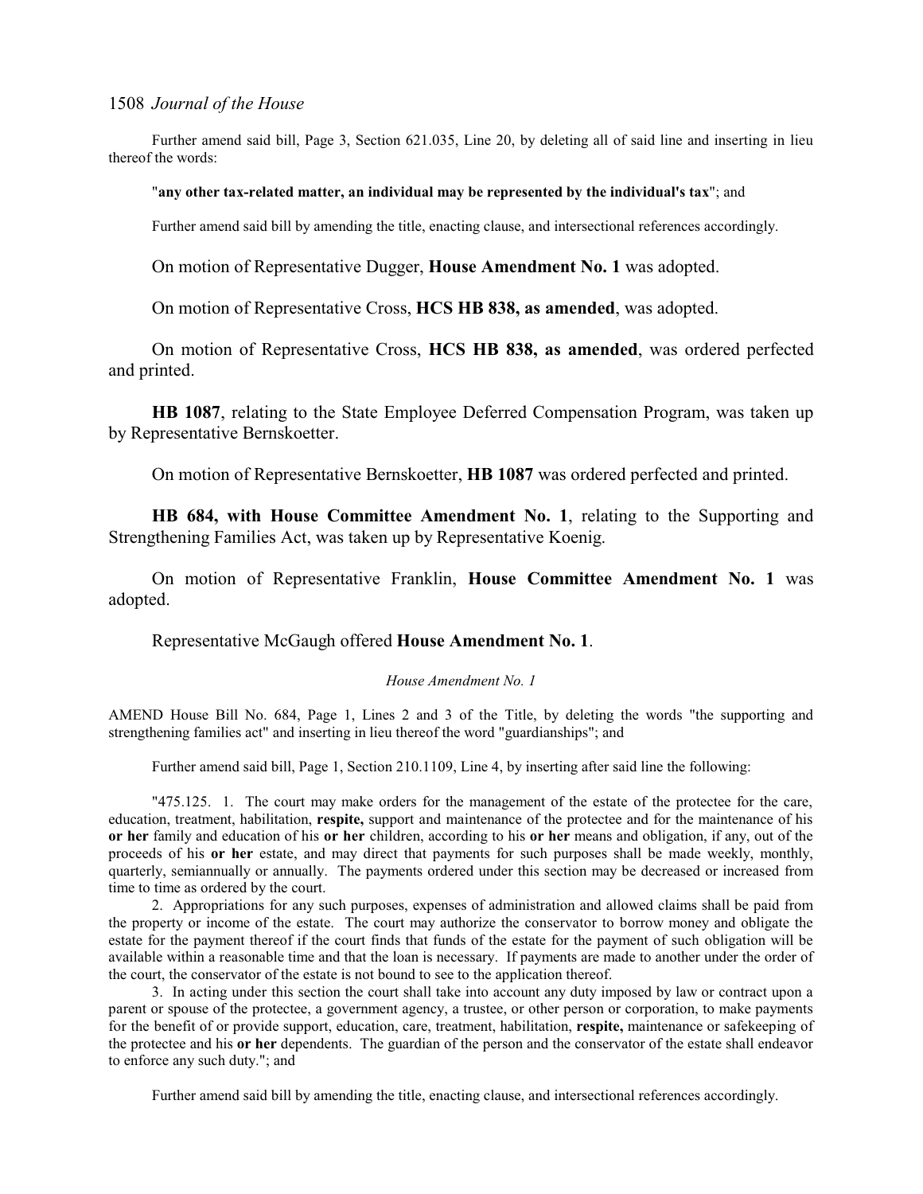Further amend said bill, Page 3, Section 621.035, Line 20, by deleting all of said line and inserting in lieu thereof the words:

"**any other tax-related matter, an individual may be represented by the individual's tax**"; and

Further amend said bill by amending the title, enacting clause, and intersectional references accordingly.

On motion of Representative Dugger, **House Amendment No. 1** was adopted.

On motion of Representative Cross, **HCS HB 838, as amended**, was adopted.

On motion of Representative Cross, **HCS HB 838, as amended**, was ordered perfected and printed.

**HB 1087**, relating to the State Employee Deferred Compensation Program, was taken up by Representative Bernskoetter.

On motion of Representative Bernskoetter, **HB 1087** was ordered perfected and printed.

**HB 684, with House Committee Amendment No. 1**, relating to the Supporting and Strengthening Families Act, was taken up by Representative Koenig.

On motion of Representative Franklin, **House Committee Amendment No. 1** was adopted.

Representative McGaugh offered **House Amendment No. 1**.

*House Amendment No. 1*

AMEND House Bill No. 684, Page 1, Lines 2 and 3 of the Title, by deleting the words "the supporting and strengthening families act" and inserting in lieu thereof the word "guardianships"; and

Further amend said bill, Page 1, Section 210.1109, Line 4, by inserting after said line the following:

"475.125. 1. The court may make orders for the management of the estate of the protectee for the care, education, treatment, habilitation, **respite,** support and maintenance of the protectee and for the maintenance of his **or her** family and education of his **or her** children, according to his **or her** means and obligation, if any, out of the proceeds of his **or her** estate, and may direct that payments for such purposes shall be made weekly, monthly, quarterly, semiannually or annually. The payments ordered under this section may be decreased or increased from time to time as ordered by the court.

2. Appropriations for any such purposes, expenses of administration and allowed claims shall be paid from the property or income of the estate. The court may authorize the conservator to borrow money and obligate the estate for the payment thereof if the court finds that funds of the estate for the payment of such obligation will be available within a reasonable time and that the loan is necessary. If payments are made to another under the order of the court, the conservator of the estate is not bound to see to the application thereof.

3. In acting under this section the court shall take into account any duty imposed by law or contract upon a parent or spouse of the protectee, a government agency, a trustee, or other person or corporation, to make payments for the benefit of or provide support, education, care, treatment, habilitation, **respite,** maintenance or safekeeping of the protectee and his **or her** dependents. The guardian of the person and the conservator of the estate shall endeavor to enforce any such duty."; and

Further amend said bill by amending the title, enacting clause, and intersectional references accordingly.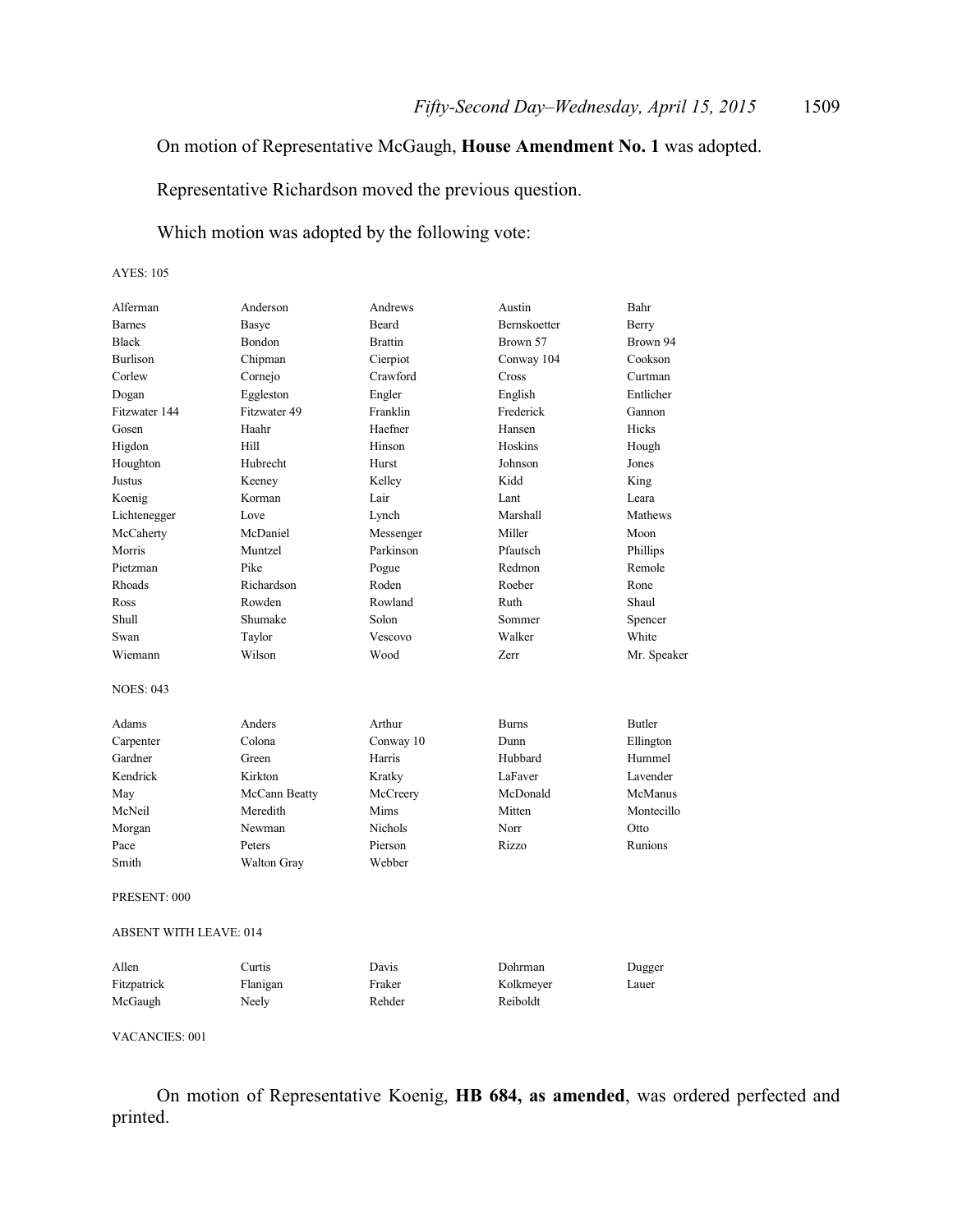On motion of Representative McGaugh, **House Amendment No. 1** was adopted.

Representative Richardson moved the previous question.

Which motion was adopted by the following vote:

AYES: 105

| | | | | |
|---|---|---|---|---|
| Alferman | Anderson | Andrews | Austin | Bahr |
| Barnes | Basye | Beard | Bernskoetter | Berry |
| Black | Bondon | Brattin | Brown 57 | Brown 94 |
| Burlison | Chipman | Cierpiot | Conway 104 | Cookson |
| Corlew | Cornejo | Crawford | Cross | Curtman |
| Dogan | Eggleston | Engler | English | Entlicher |
| Fitzwater 144 | Fitzwater 49 | Franklin | Frederick | Gannon |
| Gosen | Haahr | Haefner | Hansen | Hicks |
| Higdon | Hill | Hinson | Hoskins | Hough |
| Houghton | Hubrecht | Hurst | Johnson | Jones |
| Justus | Keeney | Kelley | Kidd | King |
| Koenig | Korman | Lair | Lant | Leara |
| Lichtenegger | Love | Lynch | Marshall | Mathews |
| McCaherty | McDaniel | Messenger | Miller | Moon |
| Morris | Muntzel | Parkinson | Pfautsch | Phillips |
| Pietzman | Pike | Pogue | Redmon | Remole |
| Rhoads | Richardson | Roden | Roeber | Rone |
| Ross | Rowden | Rowland | Ruth | Shaul |
| Shull | Shumake | Solon | Sommer | Spencer |
| Swan | Taylor | Vescovo | Walker | White |
| Wiemann | Wilson | Wood | Zerr | Mr. Speaker |

NOES: 043

| | | | | |
|---|---|---|---|---|
| Adams | Anders | Arthur | Burns | Butler |
| Carpenter | Colona | Conway 10 | Dunn | Ellington |
| Gardner | Green | Harris | Hubbard | Hummel |
| Kendrick | Kirkton | Kratky | LaFaver | Lavender |
| May | McCann Beatty | McCreery | McDonald | McManus |
| McNeil | Meredith | Mims | Mitten | Montecillo |
| Morgan | Newman | Nichols | Norr | Otto |
| Pace | Peters | Pierson | Rizzo | Runions |
| Smith | Walton Gray | Webber | | |

PRESENT: 000

ABSENT WITH LEAVE: 014

| | | | | |
|---|---|---|---|---|
| Allen | Curtis | Davis | Dohrman | Dugger |
| Fitzpatrick | Flanigan | Fraker | Kolkmeyer | Lauer |
| McGaugh | Neely | Rehder | Reiboldt | |

VACANCIES: 001

On motion of Representative Koenig, **HB 684, as amended**, was ordered perfected and printed.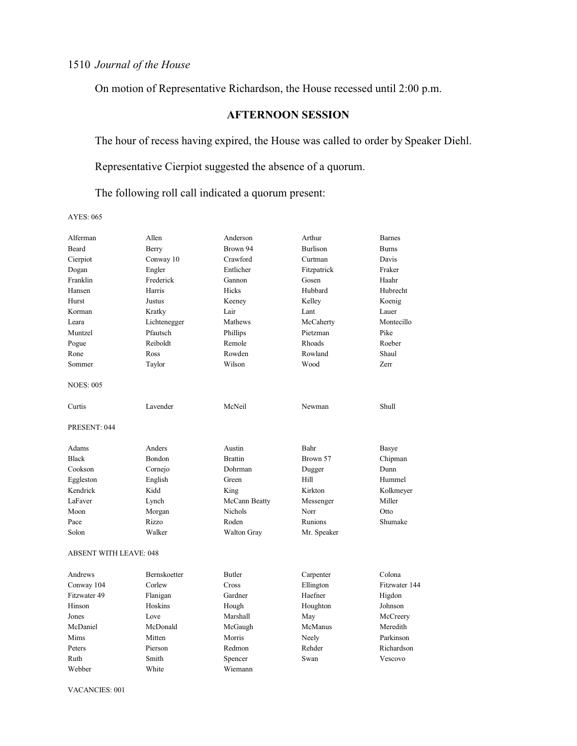On motion of Representative Richardson, the House recessed until 2:00 p.m.

## AFTERNOON SESSION

The hour of recess having expired, the House was called to order by Speaker Diehl.

Representative Cierpiot suggested the absence of a quorum.

The following roll call indicated a quorum present:

AYES: 065

| | | | | |
|---|---|---|---|---|
| Alferman | Allen | Anderson | Arthur | Barnes |
| Beard | Berry | Brown 94 | Burlison | Burns |
| Cierpiot | Conway 10 | Crawford | Curtman | Davis |
| Dogan | Engler | Entlicher | Fitzpatrick | Fraker |
| Franklin | Frederick | Gannon | Gosen | Haahr |
| Hansen | Harris | Hicks | Hubbard | Hubrecht |
| Hurst | Justus | Keeney | Kelley | Koenig |
| Korman | Kratky | Lair | Lant | Lauer |
| Leara | Lichtenegger | Mathews | McCaherty | Montecillo |
| Muntzel | Pfautsch | Phillips | Pietzman | Pike |
| Pogue | Reiboldt | Remole | Rhoads | Roeber |
| Rone | Ross | Rowden | Rowland | Shaul |
| Sommer | Taylor | Wilson | Wood | Zerr |

NOES: 005

| | | | | |
|---|---|---|---|---|
| Curtis | Lavender | McNeil | Newman | Shull |

PRESENT: 044

| | | | | |
|---|---|---|---|---|
| Adams | Anders | Austin | Bahr | Basye |
| Black | Bondon | Brattin | Brown 57 | Chipman |
| Cookson | Cornejo | Dohrman | Dugger | Dunn |
| Eggleston | English | Green | Hill | Hummel |
| Kendrick | Kidd | King | Kirkton | Kolkmeyer |
| LaFaver | Lynch | McCann Beatty | Messenger | Miller |
| Moon | Morgan | Nichols | Norr | Otto |
| Pace | Rizzo | Roden | Runions | Shumake |
| Solon | Walker | Walton Gray | Mr. Speaker | |

ABSENT WITH LEAVE: 048

| | | | | |
|---|---|---|---|---|
| Andrews | Bernskoetter | Butler | Carpenter | Colona |
| Conway 104 | Corlew | Cross | Ellington | Fitzwater 144 |
| Fitzwater 49 | Flanigan | Gardner | Haefner | Higdon |
| Hinson | Hoskins | Hough | Houghton | Johnson |
| Jones | Love | Marshall | May | McCreery |
| McDaniel | McDonald | McGaugh | McManus | Meredith |
| Mims | Mitten | Morris | Neely | Parkinson |
| Peters | Pierson | Redmon | Rehder | Richardson |
| Ruth | Smith | Spencer | Swan | Vescovo |
| Webber | White | Wiemann | | |

VACANCIES: 001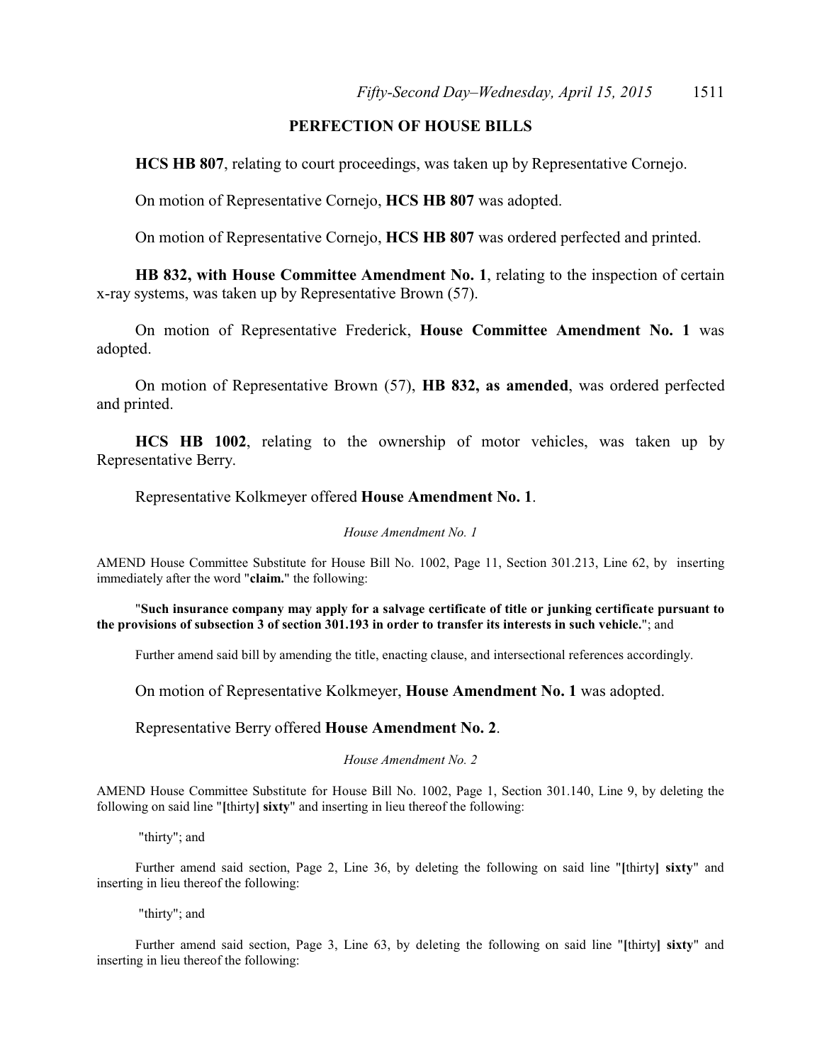## PERFECTION OF HOUSE BILLS

**HCS HB 807**, relating to court proceedings, was taken up by Representative Cornejo.

On motion of Representative Cornejo, **HCS HB 807** was adopted.

On motion of Representative Cornejo, **HCS HB 807** was ordered perfected and printed.

**HB 832, with House Committee Amendment No. 1**, relating to the inspection of certain x-ray systems, was taken up by Representative Brown (57).

On motion of Representative Frederick, **House Committee Amendment No. 1** was adopted.

On motion of Representative Brown (57), **HB 832, as amended**, was ordered perfected and printed.

**HCS HB 1002**, relating to the ownership of motor vehicles, was taken up by Representative Berry.

Representative Kolkmeyer offered **House Amendment No. 1**.

*House Amendment No. 1*

AMEND House Committee Substitute for House Bill No. 1002, Page 11, Section 301.213, Line 62, by inserting immediately after the word "**claim.**" the following:

"**Such insurance company may apply for a salvage certificate of title or junking certificate pursuant to the provisions of subsection 3 of section 301.193 in order to transfer its interests in such vehicle.**"; and

Further amend said bill by amending the title, enacting clause, and intersectional references accordingly.

On motion of Representative Kolkmeyer, **House Amendment No. 1** was adopted.

Representative Berry offered **House Amendment No. 2**.

*House Amendment No. 2*

AMEND House Committee Substitute for House Bill No. 1002, Page 1, Section 301.140, Line 9, by deleting the following on said line "**[**thirty**] sixty**" and inserting in lieu thereof the following:

"thirty"; and

Further amend said section, Page 2, Line 36, by deleting the following on said line "**[**thirty**] sixty**" and inserting in lieu thereof the following:

"thirty"; and

Further amend said section, Page 3, Line 63, by deleting the following on said line "**[**thirty**] sixty**" and inserting in lieu thereof the following: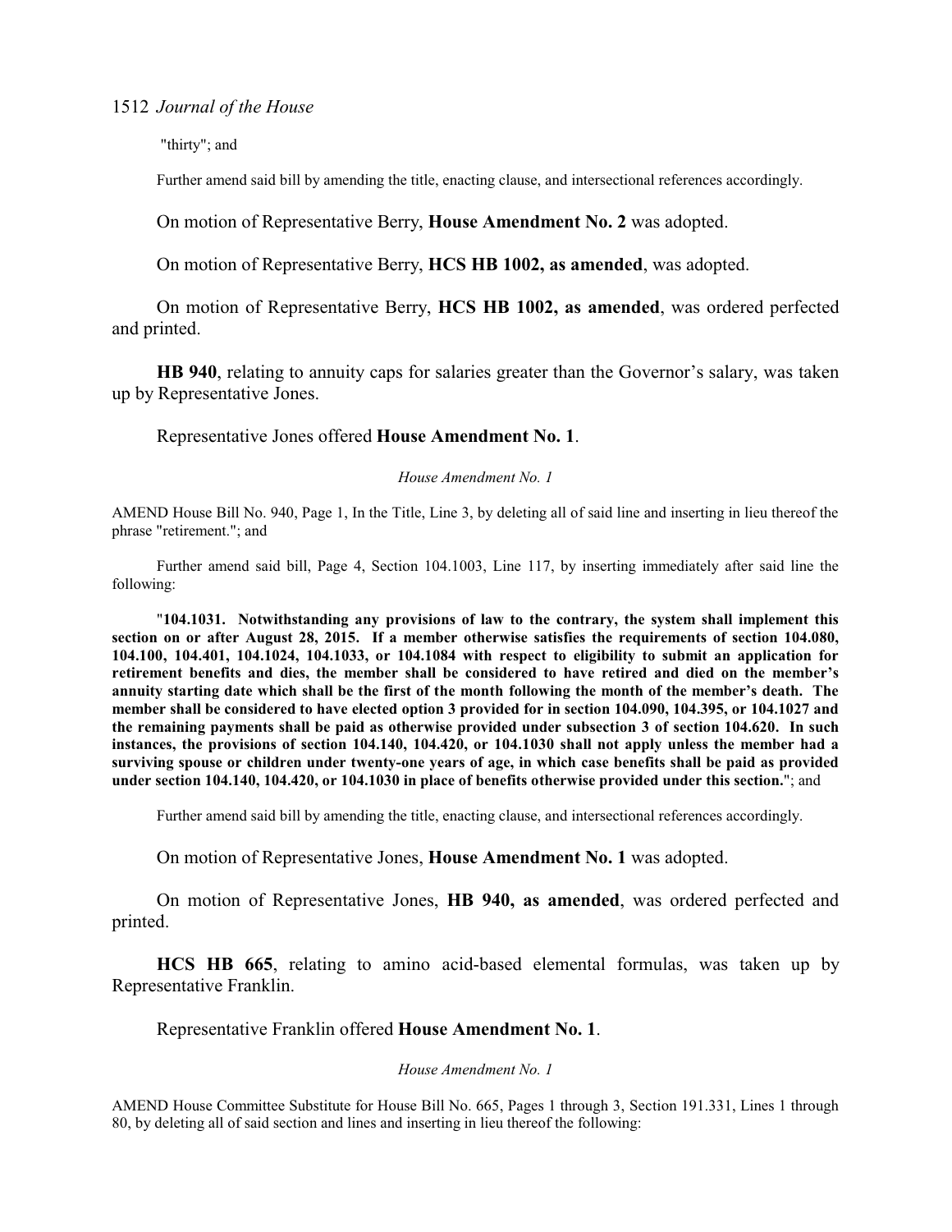"thirty"; and

Further amend said bill by amending the title, enacting clause, and intersectional references accordingly.

On motion of Representative Berry, **House Amendment No. 2** was adopted.

On motion of Representative Berry, **HCS HB 1002, as amended**, was adopted.

On motion of Representative Berry, **HCS HB 1002, as amended**, was ordered perfected and printed.

**HB 940**, relating to annuity caps for salaries greater than the Governor's salary, was taken up by Representative Jones.

Representative Jones offered **House Amendment No. 1**.

*House Amendment No. 1*

AMEND House Bill No. 940, Page 1, In the Title, Line 3, by deleting all of said line and inserting in lieu thereof the phrase "retirement."; and

Further amend said bill, Page 4, Section 104.1003, Line 117, by inserting immediately after said line the following:

"**104.1031. Notwithstanding any provisions of law to the contrary, the system shall implement this section on or after August 28, 2015. If a member otherwise satisfies the requirements of section 104.080, 104.100, 104.401, 104.1024, 104.1033, or 104.1084 with respect to eligibility to submit an application for retirement benefits and dies, the member shall be considered to have retired and died on the member's annuity starting date which shall be the first of the month following the month of the member's death. The member shall be considered to have elected option 3 provided for in section 104.090, 104.395, or 104.1027 and the remaining payments shall be paid as otherwise provided under subsection 3 of section 104.620. In such instances, the provisions of section 104.140, 104.420, or 104.1030 shall not apply unless the member had a surviving spouse or children under twenty-one years of age, in which case benefits shall be paid as provided under section 104.140, 104.420, or 104.1030 in place of benefits otherwise provided under this section.**"; and

Further amend said bill by amending the title, enacting clause, and intersectional references accordingly.

On motion of Representative Jones, **House Amendment No. 1** was adopted.

On motion of Representative Jones, **HB 940, as amended**, was ordered perfected and printed.

**HCS HB 665**, relating to amino acid-based elemental formulas, was taken up by Representative Franklin.

Representative Franklin offered **House Amendment No. 1**.

*House Amendment No. 1*

AMEND House Committee Substitute for House Bill No. 665, Pages 1 through 3, Section 191.331, Lines 1 through 80, by deleting all of said section and lines and inserting in lieu thereof the following: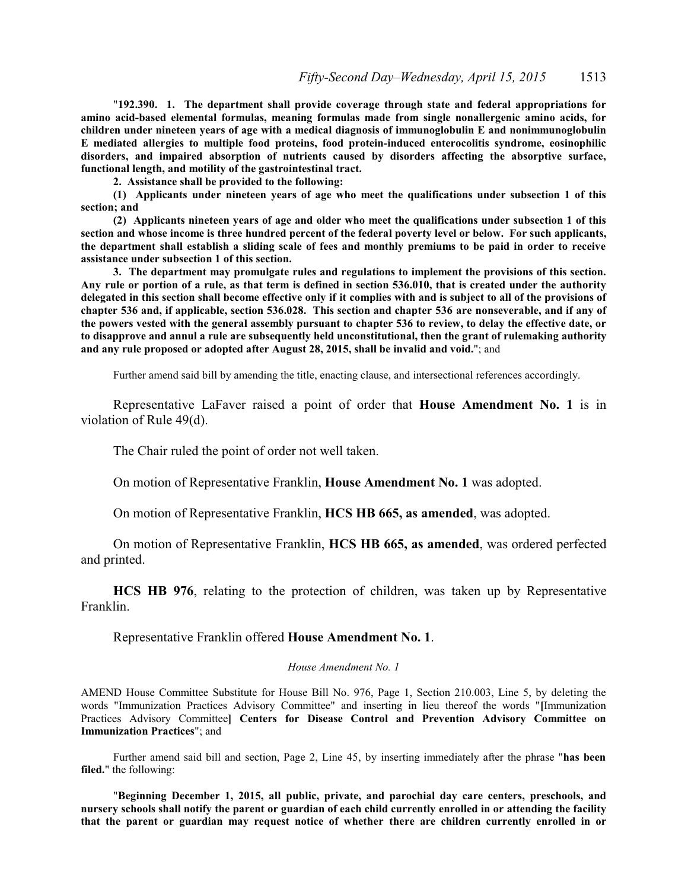"**192.390. 1. The department shall provide coverage through state and federal appropriations for amino acid-based elemental formulas, meaning formulas made from single nonallergenic amino acids, for children under nineteen years of age with a medical diagnosis of immunoglobulin E and nonimmunoglobulin E mediated allergies to multiple food proteins, food protein-induced enterocolitis syndrome, eosinophilic disorders, and impaired absorption of nutrients caused by disorders affecting the absorptive surface, functional length, and motility of the gastrointestinal tract.**

**2. Assistance shall be provided to the following:**

**(1) Applicants under nineteen years of age who meet the qualifications under subsection 1 of this section; and**

**(2) Applicants nineteen years of age and older who meet the qualifications under subsection 1 of this section and whose income is three hundred percent of the federal poverty level or below. For such applicants, the department shall establish a sliding scale of fees and monthly premiums to be paid in order to receive assistance under subsection 1 of this section.**

**3. The department may promulgate rules and regulations to implement the provisions of this section. Any rule or portion of a rule, as that term is defined in section 536.010, that is created under the authority delegated in this section shall become effective only if it complies with and is subject to all of the provisions of chapter 536 and, if applicable, section 536.028. This section and chapter 536 are nonseverable, and if any of the powers vested with the general assembly pursuant to chapter 536 to review, to delay the effective date, or to disapprove and annul a rule are subsequently held unconstitutional, then the grant of rulemaking authority and any rule proposed or adopted after August 28, 2015, shall be invalid and void.**"; and

Further amend said bill by amending the title, enacting clause, and intersectional references accordingly.

Representative LaFaver raised a point of order that **House Amendment No. 1** is in violation of Rule 49(d).

The Chair ruled the point of order not well taken.

On motion of Representative Franklin, **House Amendment No. 1** was adopted.

On motion of Representative Franklin, **HCS HB 665, as amended**, was adopted.

On motion of Representative Franklin, **HCS HB 665, as amended**, was ordered perfected and printed.

**HCS HB 976**, relating to the protection of children, was taken up by Representative Franklin.

Representative Franklin offered **House Amendment No. 1**.

*House Amendment No. 1*

AMEND House Committee Substitute for House Bill No. 976, Page 1, Section 210.003, Line 5, by deleting the words "Immunization Practices Advisory Committee" and inserting in lieu thereof the words "**[**Immunization Practices Advisory Committee**] Centers for Disease Control and Prevention Advisory Committee on Immunization Practices**"; and

Further amend said bill and section, Page 2, Line 45, by inserting immediately after the phrase "**has been filed.**" the following:

"**Beginning December 1, 2015, all public, private, and parochial day care centers, preschools, and nursery schools shall notify the parent or guardian of each child currently enrolled in or attending the facility that the parent or guardian may request notice of whether there are children currently enrolled in or**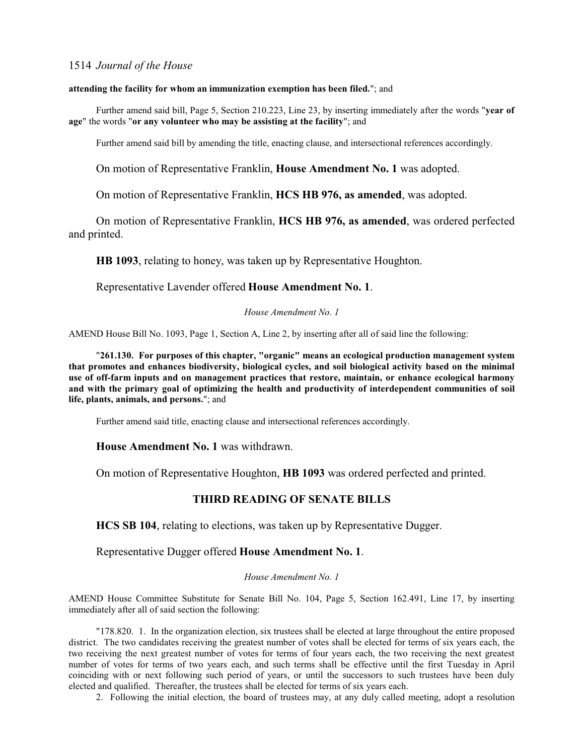**attending the facility for whom an immunization exemption has been filed.**"; and

Further amend said bill, Page 5, Section 210.223, Line 23, by inserting immediately after the words "**year of age**" the words "**or any volunteer who may be assisting at the facility**"; and

Further amend said bill by amending the title, enacting clause, and intersectional references accordingly.

On motion of Representative Franklin, **House Amendment No. 1** was adopted.

On motion of Representative Franklin, **HCS HB 976, as amended**, was adopted.

On motion of Representative Franklin, **HCS HB 976, as amended**, was ordered perfected and printed.

**HB 1093**, relating to honey, was taken up by Representative Houghton.

Representative Lavender offered **House Amendment No. 1**.

*House Amendment No. 1*

AMEND House Bill No. 1093, Page 1, Section A, Line 2, by inserting after all of said line the following:

"**261.130. For purposes of this chapter, "organic" means an ecological production management system that promotes and enhances biodiversity, biological cycles, and soil biological activity based on the minimal use of off-farm inputs and on management practices that restore, maintain, or enhance ecological harmony and with the primary goal of optimizing the health and productivity of interdependent communities of soil life, plants, animals, and persons.**"; and

Further amend said title, enacting clause and intersectional references accordingly.

**House Amendment No. 1** was withdrawn.

On motion of Representative Houghton, **HB 1093** was ordered perfected and printed.

## THIRD READING OF SENATE BILLS

**HCS SB 104**, relating to elections, was taken up by Representative Dugger.

Representative Dugger offered **House Amendment No. 1**.

*House Amendment No. 1*

AMEND House Committee Substitute for Senate Bill No. 104, Page 5, Section 162.491, Line 17, by inserting immediately after all of said section the following:

"178.820. 1. In the organization election, six trustees shall be elected at large throughout the entire proposed district. The two candidates receiving the greatest number of votes shall be elected for terms of six years each, the two receiving the next greatest number of votes for terms of four years each, the two receiving the next greatest number of votes for terms of two years each, and such terms shall be effective until the first Tuesday in April coinciding with or next following such period of years, or until the successors to such trustees have been duly elected and qualified. Thereafter, the trustees shall be elected for terms of six years each.

2. Following the initial election, the board of trustees may, at any duly called meeting, adopt a resolution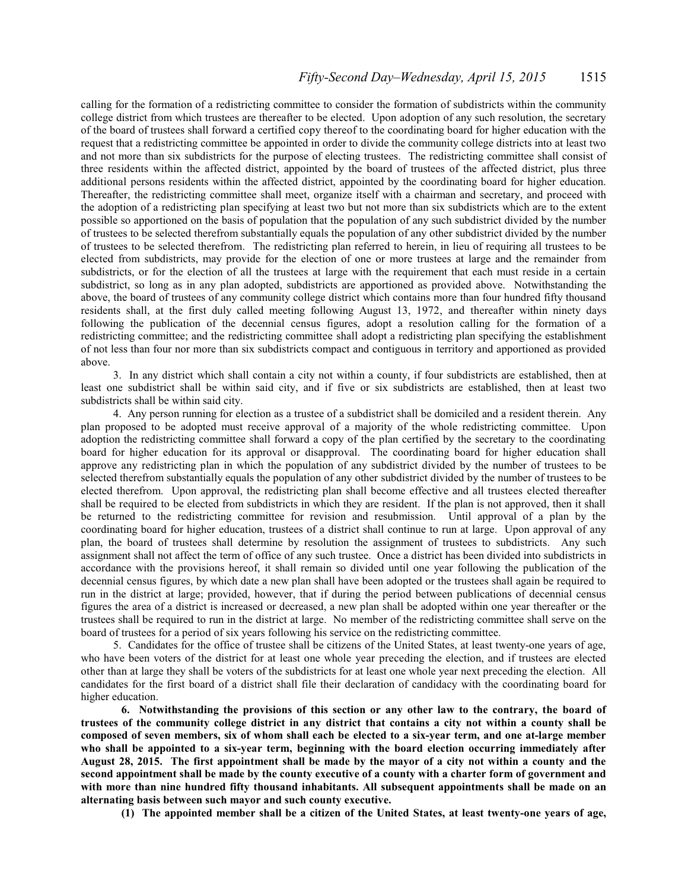calling for the formation of a redistricting committee to consider the formation of subdistricts within the community college district from which trustees are thereafter to be elected. Upon adoption of any such resolution, the secretary of the board of trustees shall forward a certified copy thereof to the coordinating board for higher education with the request that a redistricting committee be appointed in order to divide the community college districts into at least two and not more than six subdistricts for the purpose of electing trustees. The redistricting committee shall consist of three residents within the affected district, appointed by the board of trustees of the affected district, plus three additional persons residents within the affected district, appointed by the coordinating board for higher education. Thereafter, the redistricting committee shall meet, organize itself with a chairman and secretary, and proceed with the adoption of a redistricting plan specifying at least two but not more than six subdistricts which are to the extent possible so apportioned on the basis of population that the population of any such subdistrict divided by the number of trustees to be selected therefrom substantially equals the population of any other subdistrict divided by the number of trustees to be selected therefrom. The redistricting plan referred to herein, in lieu of requiring all trustees to be elected from subdistricts, may provide for the election of one or more trustees at large and the remainder from subdistricts, or for the election of all the trustees at large with the requirement that each must reside in a certain subdistrict, so long as in any plan adopted, subdistricts are apportioned as provided above. Notwithstanding the above, the board of trustees of any community college district which contains more than four hundred fifty thousand residents shall, at the first duly called meeting following August 13, 1972, and thereafter within ninety days following the publication of the decennial census figures, adopt a resolution calling for the formation of a redistricting committee; and the redistricting committee shall adopt a redistricting plan specifying the establishment of not less than four nor more than six subdistricts compact and contiguous in territory and apportioned as provided above.

3. In any district which shall contain a city not within a county, if four subdistricts are established, then at least one subdistrict shall be within said city, and if five or six subdistricts are established, then at least two subdistricts shall be within said city.

4. Any person running for election as a trustee of a subdistrict shall be domiciled and a resident therein. Any plan proposed to be adopted must receive approval of a majority of the whole redistricting committee. Upon adoption the redistricting committee shall forward a copy of the plan certified by the secretary to the coordinating board for higher education for its approval or disapproval. The coordinating board for higher education shall approve any redistricting plan in which the population of any subdistrict divided by the number of trustees to be selected therefrom substantially equals the population of any other subdistrict divided by the number of trustees to be elected therefrom. Upon approval, the redistricting plan shall become effective and all trustees elected thereafter shall be required to be elected from subdistricts in which they are resident. If the plan is not approved, then it shall be returned to the redistricting committee for revision and resubmission. Until approval of a plan by the coordinating board for higher education, trustees of a district shall continue to run at large. Upon approval of any plan, the board of trustees shall determine by resolution the assignment of trustees to subdistricts. Any such assignment shall not affect the term of office of any such trustee. Once a district has been divided into subdistricts in accordance with the provisions hereof, it shall remain so divided until one year following the publication of the decennial census figures, by which date a new plan shall have been adopted or the trustees shall again be required to run in the district at large; provided, however, that if during the period between publications of decennial census figures the area of a district is increased or decreased, a new plan shall be adopted within one year thereafter or the trustees shall be required to run in the district at large. No member of the redistricting committee shall serve on the board of trustees for a period of six years following his service on the redistricting committee.

5. Candidates for the office of trustee shall be citizens of the United States, at least twenty-one years of age, who have been voters of the district for at least one whole year preceding the election, and if trustees are elected other than at large they shall be voters of the subdistricts for at least one whole year next preceding the election. All candidates for the first board of a district shall file their declaration of candidacy with the coordinating board for higher education.

**6. Notwithstanding the provisions of this section or any other law to the contrary, the board of trustees of the community college district in any district that contains a city not within a county shall be composed of seven members, six of whom shall each be elected to a six-year term, and one at-large member who shall be appointed to a six-year term, beginning with the board election occurring immediately after August 28, 2015. The first appointment shall be made by the mayor of a city not within a county and the second appointment shall be made by the county executive of a county with a charter form of government and with more than nine hundred fifty thousand inhabitants. All subsequent appointments shall be made on an alternating basis between such mayor and such county executive.**

**(1) The appointed member shall be a citizen of the United States, at least twenty-one years of age,**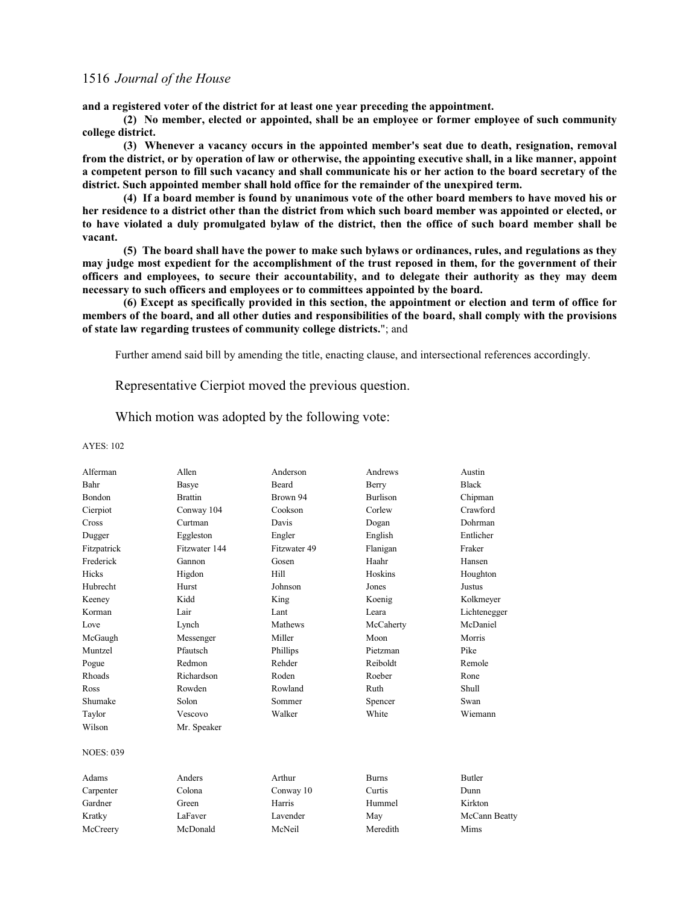**and a registered voter of the district for at least one year preceding the appointment.**

**(2) No member, elected or appointed, shall be an employee or former employee of such community college district.**

**(3) Whenever a vacancy occurs in the appointed member's seat due to death, resignation, removal from the district, or by operation of law or otherwise, the appointing executive shall, in a like manner, appoint a competent person to fill such vacancy and shall communicate his or her action to the board secretary of the district. Such appointed member shall hold office for the remainder of the unexpired term.**

**(4) If a board member is found by unanimous vote of the other board members to have moved his or her residence to a district other than the district from which such board member was appointed or elected, or to have violated a duly promulgated bylaw of the district, then the office of such board member shall be vacant.**

**(5) The board shall have the power to make such bylaws or ordinances, rules, and regulations as they may judge most expedient for the accomplishment of the trust reposed in them, for the government of their officers and employees, to secure their accountability, and to delegate their authority as they may deem necessary to such officers and employees or to committees appointed by the board.**

**(6) Except as specifically provided in this section, the appointment or election and term of office for members of the board, and all other duties and responsibilities of the board, shall comply with the provisions of state law regarding trustees of community college districts.**"; and

Further amend said bill by amending the title, enacting clause, and intersectional references accordingly.

Representative Cierpiot moved the previous question.

Which motion was adopted by the following vote:

AYES: 102

| | | | | |
|---|---|---|---|---|
| Alferman | Allen | Anderson | Andrews | Austin |
| Bahr | Basye | Beard | Berry | Black |
| Bondon | Brattin | Brown 94 | Burlison | Chipman |
| Cierpiot | Conway 104 | Cookson | Corlew | Crawford |
| Cross | Curtman | Davis | Dogan | Dohrman |
| Dugger | Eggleston | Engler | English | Entlicher |
| Fitzpatrick | Fitzwater 144 | Fitzwater 49 | Flanigan | Fraker |
| Frederick | Gannon | Gosen | Haahr | Hansen |
| Hicks | Higdon | Hill | Hoskins | Houghton |
| Hubrecht | Hurst | Johnson | Jones | Justus |
| Keeney | Kidd | King | Koenig | Kolkmeyer |
| Korman | Lair | Lant | Leara | Lichtenegger |
| Love | Lynch | Mathews | McCaherty | McDaniel |
| McGaugh | Messenger | Miller | Moon | Morris |
| Muntzel | Pfautsch | Phillips | Pietzman | Pike |
| Pogue | Redmon | Rehder | Reiboldt | Remole |
| Rhoads | Richardson | Roden | Roeber | Rone |
| Ross | Rowden | Rowland | Ruth | Shull |
| Shumake | Solon | Sommer | Spencer | Swan |
| Taylor | Vescovo | Walker | White | Wiemann |
| Wilson | Mr. Speaker | | | |

NOES: 039

| | | | | |
|---|---|---|---|---|
| Adams | Anders | Arthur | Burns | Butler |
| Carpenter | Colona | Conway 10 | Curtis | Dunn |
| Gardner | Green | Harris | Hummel | Kirkton |
| Kratky | LaFaver | Lavender | May | McCann Beatty |
| McCreery | McDonald | McNeil | Meredith | Mims |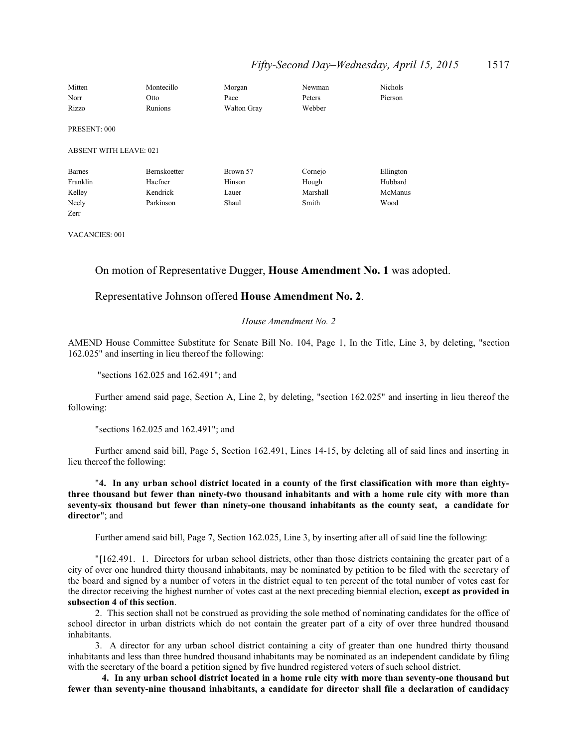| | | | | |
|---|---|---|---|---|
| Mitten | Montecillo | Morgan | Newman | Nichols |
| Norr | Otto | Pace | Peters | Pierson |
| Rizzo | Runions | Walton Gray | Webber | |

PRESENT: 000

ABSENT WITH LEAVE: 021

| | | | | |
|---|---|---|---|---|
| Barnes | Bernskoetter | Brown 57 | Cornejo | Ellington |
| Franklin | Haefner | Hinson | Hough | Hubbard |
| Kelley | Kendrick | Lauer | Marshall | McManus |
| Neely | Parkinson | Shaul | Smith | Wood |
| Zerr | | | | |

VACANCIES: 001

On motion of Representative Dugger, **House Amendment No. 1** was adopted.

Representative Johnson offered **House Amendment No. 2**.

*House Amendment No. 2*

AMEND House Committee Substitute for Senate Bill No. 104, Page 1, In the Title, Line 3, by deleting, "section 162.025" and inserting in lieu thereof the following:

"sections 162.025 and 162.491"; and

Further amend said page, Section A, Line 2, by deleting, "section 162.025" and inserting in lieu thereof the following:

"sections 162.025 and 162.491"; and

Further amend said bill, Page 5, Section 162.491, Lines 14-15, by deleting all of said lines and inserting in lieu thereof the following:

"**4. In any urban school district located in a county of the first classification with more than eighty-three thousand but fewer than ninety-two thousand inhabitants and with a home rule city with more than seventy-six thousand but fewer than ninety-one thousand inhabitants as the county seat, a candidate for director**"; and

Further amend said bill, Page 7, Section 162.025, Line 3, by inserting after all of said line the following:

"**[**162.491. 1. Directors for urban school districts, other than those districts containing the greater part of a city of over one hundred thirty thousand inhabitants, may be nominated by petition to be filed with the secretary of the board and signed by a number of voters in the district equal to ten percent of the total number of votes cast for the director receiving the highest number of votes cast at the next preceding biennial election**, except as provided in subsection 4 of this section**.

2. This section shall not be construed as providing the sole method of nominating candidates for the office of school director in urban districts which do not contain the greater part of a city of over three hundred thousand inhabitants.

3. A director for any urban school district containing a city of greater than one hundred thirty thousand inhabitants and less than three hundred thousand inhabitants may be nominated as an independent candidate by filing with the secretary of the board a petition signed by five hundred registered voters of such school district.

**4. In any urban school district located in a home rule city with more than seventy-one thousand but fewer than seventy-nine thousand inhabitants, a candidate for director shall file a declaration of candidacy**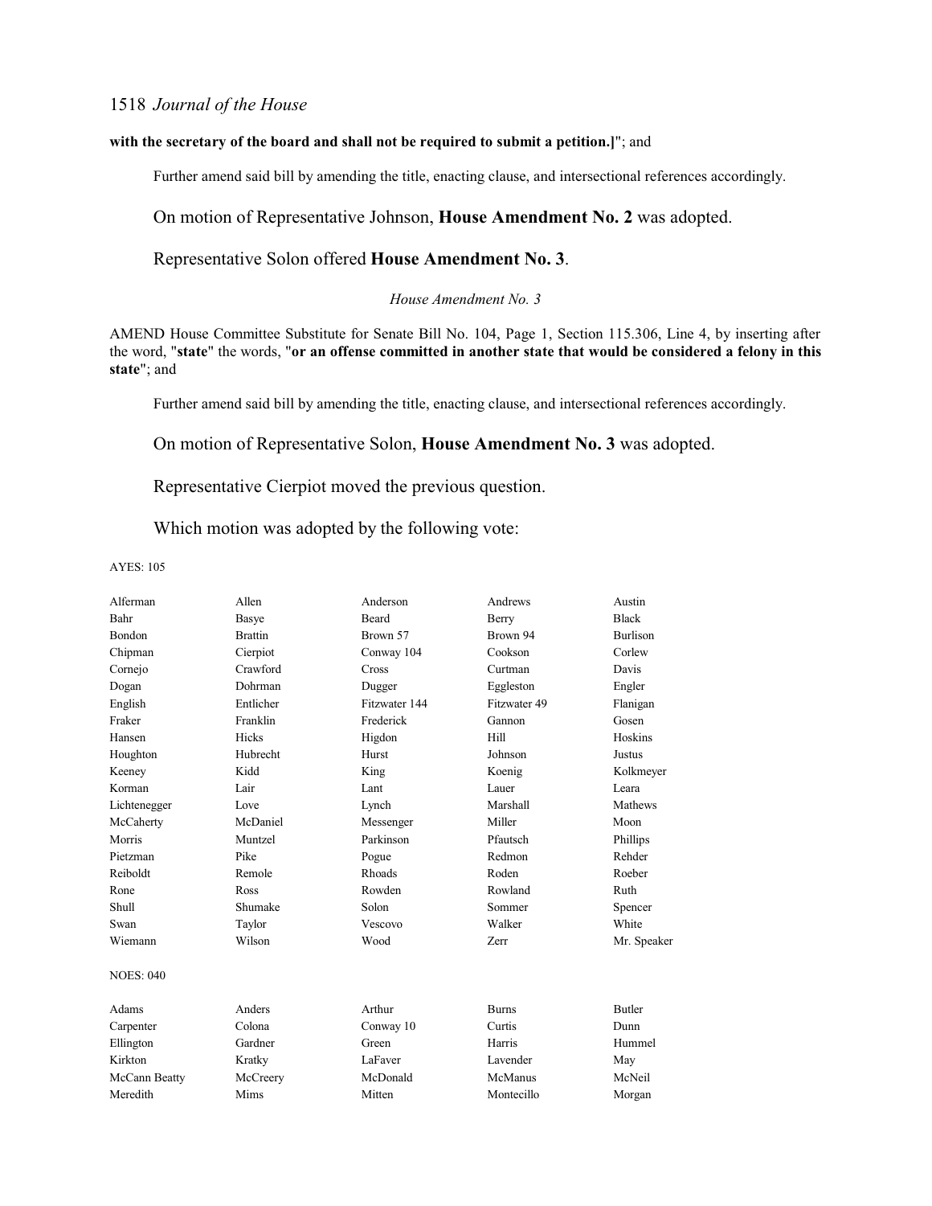**with the secretary of the board and shall not be required to submit a petition.]**"; and

Further amend said bill by amending the title, enacting clause, and intersectional references accordingly.

On motion of Representative Johnson, **House Amendment No. 2** was adopted.

Representative Solon offered **House Amendment No. 3**.

*House Amendment No. 3*

AMEND House Committee Substitute for Senate Bill No. 104, Page 1, Section 115.306, Line 4, by inserting after the word, "**state**" the words, "**or an offense committed in another state that would be considered a felony in this state**"; and

Further amend said bill by amending the title, enacting clause, and intersectional references accordingly.

On motion of Representative Solon, **House Amendment No. 3** was adopted.

Representative Cierpiot moved the previous question.

Which motion was adopted by the following vote:

AYES: 105

| | | | | |
|---|---|---|---|---|
| Alferman | Allen | Anderson | Andrews | Austin |
| Bahr | Basye | Beard | Berry | Black |
| Bondon | Brattin | Brown 57 | Brown 94 | Burlison |
| Chipman | Cierpiot | Conway 104 | Cookson | Corlew |
| Cornejo | Crawford | Cross | Curtman | Davis |
| Dogan | Dohrman | Dugger | Eggleston | Engler |
| English | Entlicher | Fitzwater 144 | Fitzwater 49 | Flanigan |
| Fraker | Franklin | Frederick | Gannon | Gosen |
| Hansen | Hicks | Higdon | Hill | Hoskins |
| Houghton | Hubrecht | Hurst | Johnson | Justus |
| Keeney | Kidd | King | Koenig | Kolkmeyer |
| Korman | Lair | Lant | Lauer | Leara |
| Lichtenegger | Love | Lynch | Marshall | Mathews |
| McCaherty | McDaniel | Messenger | Miller | Moon |
| Morris | Muntzel | Parkinson | Pfautsch | Phillips |
| Pietzman | Pike | Pogue | Redmon | Rehder |
| Reiboldt | Remole | Rhoads | Roden | Roeber |
| Rone | Ross | Rowden | Rowland | Ruth |
| Shull | Shumake | Solon | Sommer | Spencer |
| Swan | Taylor | Vescovo | Walker | White |
| Wiemann | Wilson | Wood | Zerr | Mr. Speaker |

NOES: 040

| | | | | |
|---|---|---|---|---|
| Adams | Anders | Arthur | Burns | Butler |
| Carpenter | Colona | Conway 10 | Curtis | Dunn |
| Ellington | Gardner | Green | Harris | Hummel |
| Kirkton | Kratky | LaFaver | Lavender | May |
| McCann Beatty | McCreery | McDonald | McManus | McNeil |
| Meredith | Mims | Mitten | Montecillo | Morgan |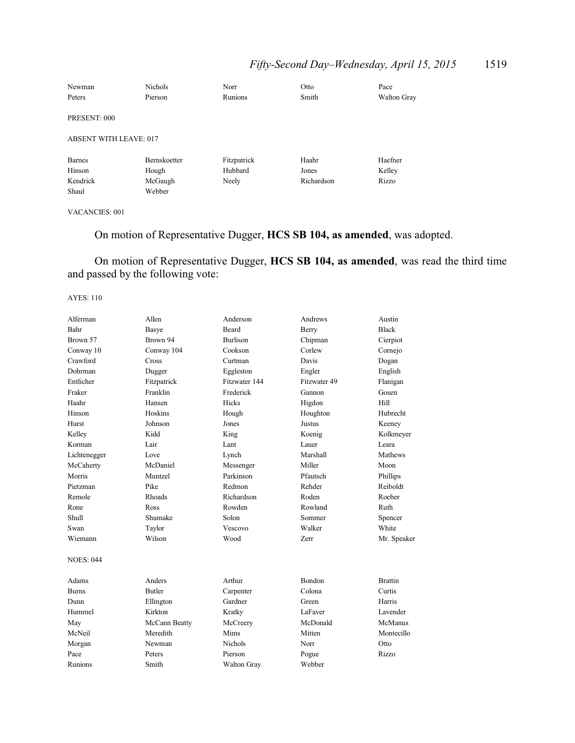| | | | | |
|---|---|---|---|---|
| Newman | Nichols | Norr | Otto | Pace |
| Peters | Pierson | Runions | Smith | Walton Gray |

PRESENT: 000

ABSENT WITH LEAVE: 017

| | | | | |
|---|---|---|---|---|
| Barnes | Bernskoetter | Fitzpatrick | Haahr | Haefner |
| Hinson | Hough | Hubbard | Jones | Kelley |
| Kendrick | McGaugh | Neely | Richardson | Rizzo |
| Shaul | Webber | | | |

VACANCIES: 001

On motion of Representative Dugger, **HCS SB 104, as amended**, was adopted.

On motion of Representative Dugger, **HCS SB 104, as amended**, was read the third time and passed by the following vote:

AYES: 110

| | | | | |
|---|---|---|---|---|
| Alferman | Allen | Anderson | Andrews | Austin |
| Bahr | Basye | Beard | Berry | Black |
| Brown 57 | Brown 94 | Burlison | Chipman | Cierpiot |
| Conway 10 | Conway 104 | Cookson | Corlew | Cornejo |
| Crawford | Cross | Curtman | Davis | Dogan |
| Dohrman | Dugger | Eggleston | Engler | English |
| Entlicher | Fitzpatrick | Fitzwater 144 | Fitzwater 49 | Flanigan |
| Fraker | Franklin | Frederick | Gannon | Gosen |
| Haahr | Hansen | Hicks | Higdon | Hill |
| Hinson | Hoskins | Hough | Houghton | Hubrecht |
| Hurst | Johnson | Jones | Justus | Keeney |
| Kelley | Kidd | King | Koenig | Kolkmeyer |
| Korman | Lair | Lant | Lauer | Leara |
| Lichtenegger | Love | Lynch | Marshall | Mathews |
| McCaherty | McDaniel | Messenger | Miller | Moon |
| Morris | Muntzel | Parkinson | Pfautsch | Phillips |
| Pietzman | Pike | Redmon | Rehder | Reiboldt |
| Remole | Rhoads | Richardson | Roden | Roeber |
| Rone | Ross | Rowden | Rowland | Ruth |
| Shull | Shumake | Solon | Sommer | Spencer |
| Swan | Taylor | Vescovo | Walker | White |
| Wiemann | Wilson | Wood | Zerr | Mr. Speaker |

NOES: 044

| | | | | |
|---|---|---|---|---|
| Adams | Anders | Arthur | Bondon | Brattin |
| Burns | Butler | Carpenter | Colona | Curtis |
| Dunn | Ellington | Gardner | Green | Harris |
| Hummel | Kirkton | Kratky | LaFaver | Lavender |
| May | McCann Beatty | McCreery | McDonald | McManus |
| McNeil | Meredith | Mims | Mitten | Montecillo |
| Morgan | Newman | Nichols | Norr | Otto |
| Pace | Peters | Pierson | Pogue | Rizzo |
| Runions | Smith | Walton Gray | Webber | |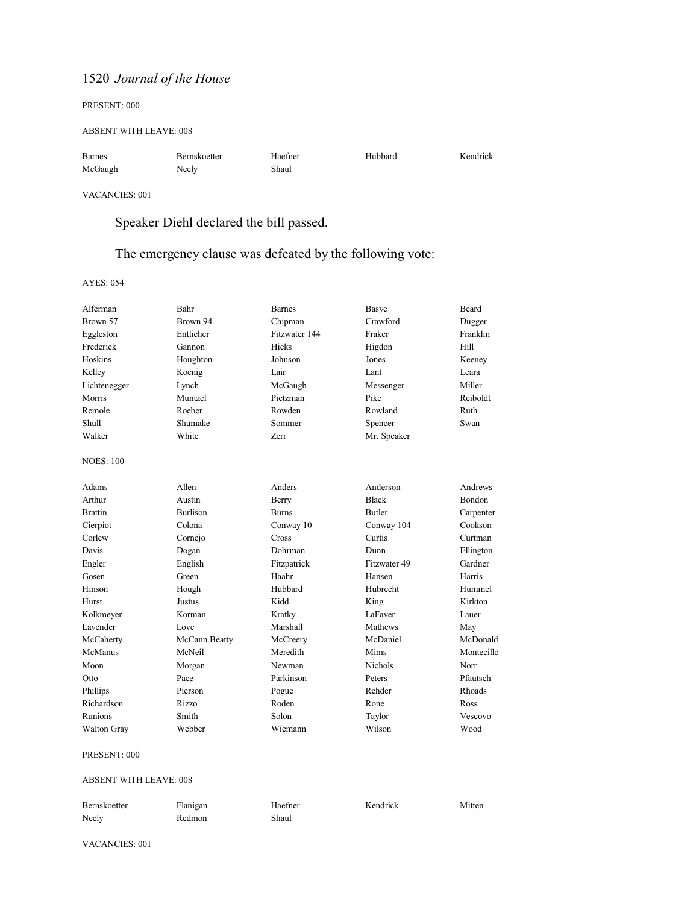PRESENT: 000

ABSENT WITH LEAVE: 008

| | | | | |
|---|---|---|---|---|
| Barnes | Bernskoetter | Haefner | Hubbard | Kendrick |
| McGaugh | Neely | Shaul | | |

VACANCIES: 001

Speaker Diehl declared the bill passed.

The emergency clause was defeated by the following vote:

AYES: 054

| | | | | |
|---|---|---|---|---|
| Alferman | Bahr | Barnes | Basye | Beard |
| Brown 57 | Brown 94 | Chipman | Crawford | Dugger |
| Eggleston | Entlicher | Fitzwater 144 | Fraker | Franklin |
| Frederick | Gannon | Hicks | Higdon | Hill |
| Hoskins | Houghton | Johnson | Jones | Keeney |
| Kelley | Koenig | Lair | Lant | Leara |
| Lichtenegger | Lynch | McGaugh | Messenger | Miller |
| Morris | Muntzel | Pietzman | Pike | Reiboldt |
| Remole | Roeber | Rowden | Rowland | Ruth |
| Shull | Shumake | Sommer | Spencer | Swan |
| Walker | White | Zerr | Mr. Speaker | |

NOES: 100

| | | | | |
|---|---|---|---|---|
| Adams | Allen | Anders | Anderson | Andrews |
| Arthur | Austin | Berry | Black | Bondon |
| Brattin | Burlison | Burns | Butler | Carpenter |
| Cierpiot | Colona | Conway 10 | Conway 104 | Cookson |
| Corlew | Cornejo | Cross | Curtis | Curtman |
| Davis | Dogan | Dohrman | Dunn | Ellington |
| Engler | English | Fitzpatrick | Fitzwater 49 | Gardner |
| Gosen | Green | Haahr | Hansen | Harris |
| Hinson | Hough | Hubbard | Hubrecht | Hummel |
| Hurst | Justus | Kidd | King | Kirkton |
| Kolkmeyer | Korman | Kratky | LaFaver | Lauer |
| Lavender | Love | Marshall | Mathews | May |
| McCaherty | McCann Beatty | McCreery | McDaniel | McDonald |
| McManus | McNeil | Meredith | Mims | Montecillo |
| Moon | Morgan | Newman | Nichols | Norr |
| Otto | Pace | Parkinson | Peters | Pfautsch |
| Phillips | Pierson | Pogue | Rehder | Rhoads |
| Richardson | Rizzo | Roden | Rone | Ross |
| Runions | Smith | Solon | Taylor | Vescovo |
| Walton Gray | Webber | Wiemann | Wilson | Wood |

PRESENT: 000

ABSENT WITH LEAVE: 008

| | | | | |
|---|---|---|---|---|
| Bernskoetter | Flanigan | Haefner | Kendrick | Mitten |
| Neely | Redmon | Shaul | | |

VACANCIES: 001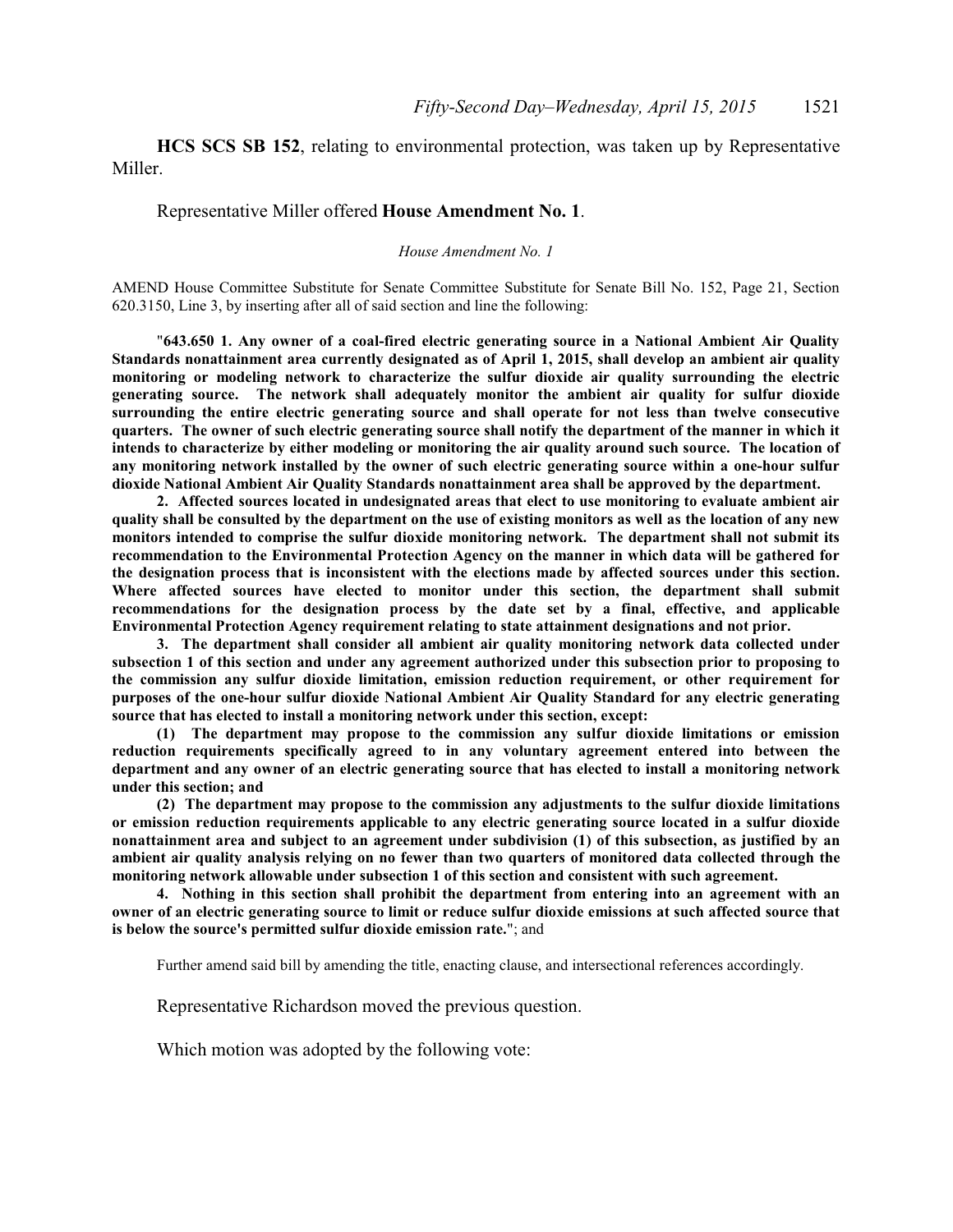**HCS SCS SB 152**, relating to environmental protection, was taken up by Representative Miller.

Representative Miller offered **House Amendment No. 1**.

*House Amendment No. 1*

AMEND House Committee Substitute for Senate Committee Substitute for Senate Bill No. 152, Page 21, Section 620.3150, Line 3, by inserting after all of said section and line the following:

"**643.650 1. Any owner of a coal-fired electric generating source in a National Ambient Air Quality Standards nonattainment area currently designated as of April 1, 2015, shall develop an ambient air quality monitoring or modeling network to characterize the sulfur dioxide air quality surrounding the electric generating source. The network shall adequately monitor the ambient air quality for sulfur dioxide surrounding the entire electric generating source and shall operate for not less than twelve consecutive quarters. The owner of such electric generating source shall notify the department of the manner in which it intends to characterize by either modeling or monitoring the air quality around such source. The location of any monitoring network installed by the owner of such electric generating source within a one-hour sulfur dioxide National Ambient Air Quality Standards nonattainment area shall be approved by the department.**

**2. Affected sources located in undesignated areas that elect to use monitoring to evaluate ambient air quality shall be consulted by the department on the use of existing monitors as well as the location of any new monitors intended to comprise the sulfur dioxide monitoring network. The department shall not submit its recommendation to the Environmental Protection Agency on the manner in which data will be gathered for the designation process that is inconsistent with the elections made by affected sources under this section. Where affected sources have elected to monitor under this section, the department shall submit recommendations for the designation process by the date set by a final, effective, and applicable Environmental Protection Agency requirement relating to state attainment designations and not prior.**

**3. The department shall consider all ambient air quality monitoring network data collected under subsection 1 of this section and under any agreement authorized under this subsection prior to proposing to the commission any sulfur dioxide limitation, emission reduction requirement, or other requirement for purposes of the one-hour sulfur dioxide National Ambient Air Quality Standard for any electric generating source that has elected to install a monitoring network under this section, except:**

**(1) The department may propose to the commission any sulfur dioxide limitations or emission reduction requirements specifically agreed to in any voluntary agreement entered into between the department and any owner of an electric generating source that has elected to install a monitoring network under this section; and**

**(2) The department may propose to the commission any adjustments to the sulfur dioxide limitations or emission reduction requirements applicable to any electric generating source located in a sulfur dioxide nonattainment area and subject to an agreement under subdivision (1) of this subsection, as justified by an ambient air quality analysis relying on no fewer than two quarters of monitored data collected through the monitoring network allowable under subsection 1 of this section and consistent with such agreement.**

**4. Nothing in this section shall prohibit the department from entering into an agreement with an owner of an electric generating source to limit or reduce sulfur dioxide emissions at such affected source that is below the source's permitted sulfur dioxide emission rate.**"; and

Further amend said bill by amending the title, enacting clause, and intersectional references accordingly.

Representative Richardson moved the previous question.

Which motion was adopted by the following vote: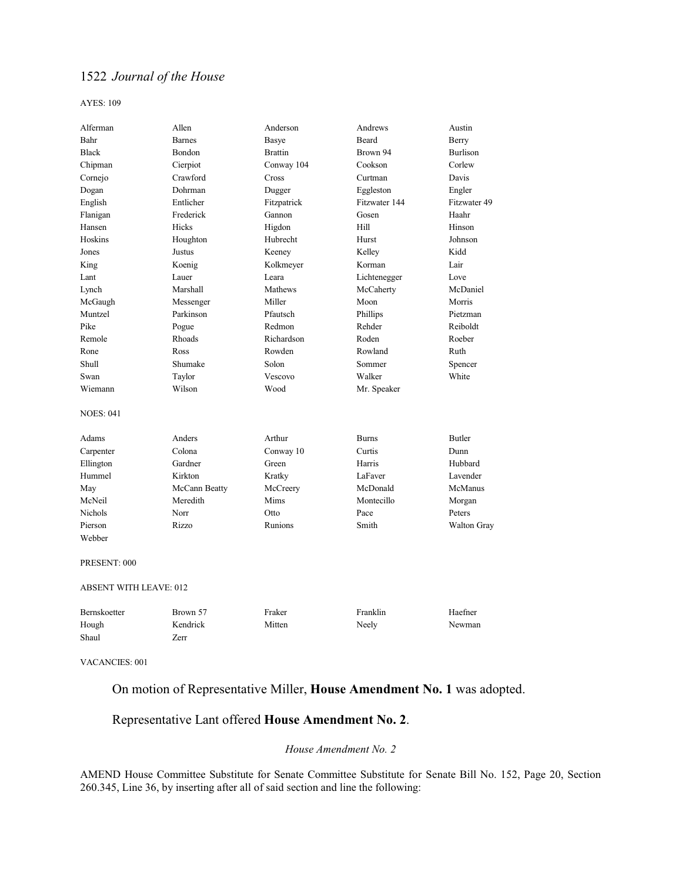AYES: 109

| | | | | |
|---|---|---|---|---|
| Alferman | Allen | Anderson | Andrews | Austin |
| Bahr | Barnes | Basye | Beard | Berry |
| Black | Bondon | Brattin | Brown 94 | Burlison |
| Chipman | Cierpiot | Conway 104 | Cookson | Corlew |
| Cornejo | Crawford | Cross | Curtman | Davis |
| Dogan | Dohrman | Dugger | Eggleston | Engler |
| English | Entlicher | Fitzpatrick | Fitzwater 144 | Fitzwater 49 |
| Flanigan | Frederick | Gannon | Gosen | Haahr |
| Hansen | Hicks | Higdon | Hill | Hinson |
| Hoskins | Houghton | Hubrecht | Hurst | Johnson |
| Jones | Justus | Keeney | Kelley | Kidd |
| King | Koenig | Kolkmeyer | Korman | Lair |
| Lant | Lauer | Leara | Lichtenegger | Love |
| Lynch | Marshall | Mathews | McCaherty | McDaniel |
| McGaugh | Messenger | Miller | Moon | Morris |
| Muntzel | Parkinson | Pfautsch | Phillips | Pietzman |
| Pike | Pogue | Redmon | Rehder | Reiboldt |
| Remole | Rhoads | Richardson | Roden | Roeber |
| Rone | Ross | Rowden | Rowland | Ruth |
| Shull | Shumake | Solon | Sommer | Spencer |
| Swan | Taylor | Vescovo | Walker | White |
| Wiemann | Wilson | Wood | Mr. Speaker | |

NOES: 041

| | | | | |
|---|---|---|---|---|
| Adams | Anders | Arthur | Burns | Butler |
| Carpenter | Colona | Conway 10 | Curtis | Dunn |
| Ellington | Gardner | Green | Harris | Hubbard |
| Hummel | Kirkton | Kratky | LaFaver | Lavender |
| May | McCann Beatty | McCreery | McDonald | McManus |
| McNeil | Meredith | Mims | Montecillo | Morgan |
| Nichols | Norr | Otto | Pace | Peters |
| Pierson | Rizzo | Runions | Smith | Walton Gray |
| Webber | | | | |

PRESENT: 000

ABSENT WITH LEAVE: 012

| | | | | |
|---|---|---|---|---|
| Bernskoetter | Brown 57 | Fraker | Franklin | Haefner |
| Hough | Kendrick | Mitten | Neely | Newman |
| Shaul | Zerr | | | |

VACANCIES: 001

On motion of Representative Miller, **House Amendment No. 1** was adopted.

Representative Lant offered **House Amendment No. 2**.

*House Amendment No. 2*

AMEND House Committee Substitute for Senate Committee Substitute for Senate Bill No. 152, Page 20, Section 260.345, Line 36, by inserting after all of said section and line the following: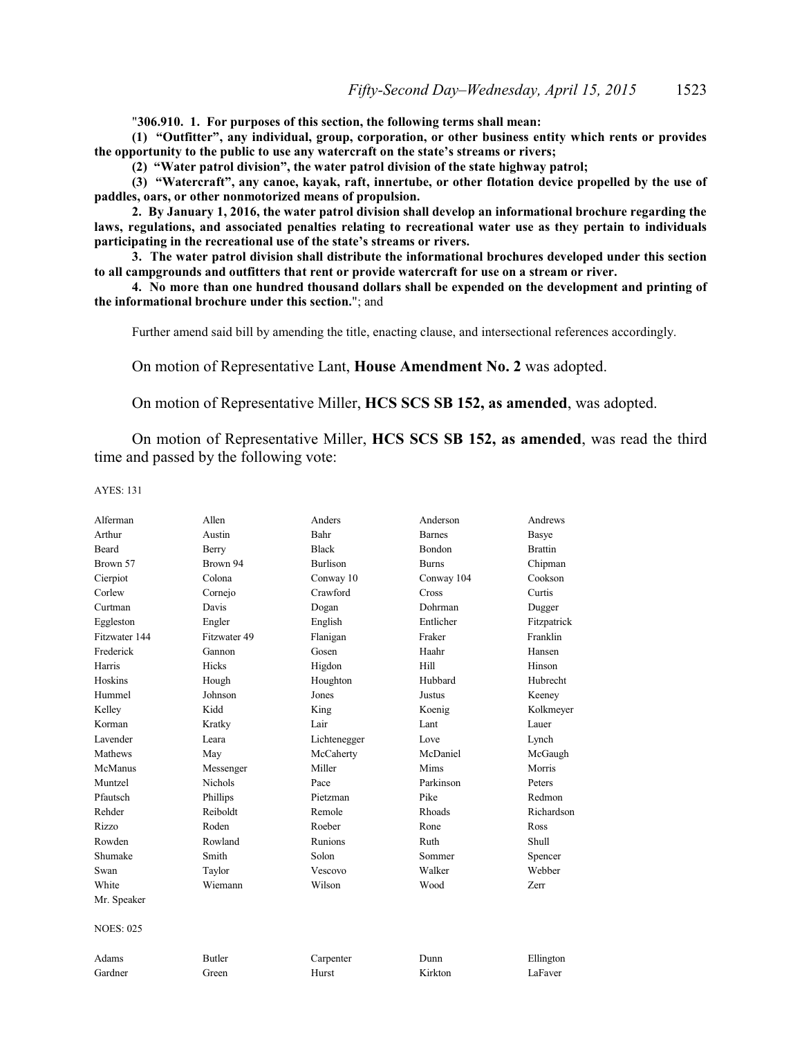"**306.910. 1. For purposes of this section, the following terms shall mean:**

**(1) "Outfitter", any individual, group, corporation, or other business entity which rents or provides the opportunity to the public to use any watercraft on the state's streams or rivers;**

**(2) "Water patrol division", the water patrol division of the state highway patrol;**

**(3) "Watercraft", any canoe, kayak, raft, innertube, or other flotation device propelled by the use of paddles, oars, or other nonmotorized means of propulsion.**

**2. By January 1, 2016, the water patrol division shall develop an informational brochure regarding the laws, regulations, and associated penalties relating to recreational water use as they pertain to individuals participating in the recreational use of the state's streams or rivers.**

**3. The water patrol division shall distribute the informational brochures developed under this section to all campgrounds and outfitters that rent or provide watercraft for use on a stream or river.**

**4. No more than one hundred thousand dollars shall be expended on the development and printing of the informational brochure under this section.**"; and

Further amend said bill by amending the title, enacting clause, and intersectional references accordingly.

On motion of Representative Lant, **House Amendment No. 2** was adopted.

On motion of Representative Miller, **HCS SCS SB 152, as amended**, was adopted.

On motion of Representative Miller, **HCS SCS SB 152, as amended**, was read the third time and passed by the following vote:

AYES: 131

| | | | | |
|---|---|---|---|---|
| Alferman | Allen | Anders | Anderson | Andrews |
| Arthur | Austin | Bahr | Barnes | Basye |
| Beard | Berry | Black | Bondon | Brattin |
| Brown 57 | Brown 94 | Burlison | Burns | Chipman |
| Cierpiot | Colona | Conway 10 | Conway 104 | Cookson |
| Corlew | Cornejo | Crawford | Cross | Curtis |
| Curtman | Davis | Dogan | Dohrman | Dugger |
| Eggleston | Engler | English | Entlicher | Fitzpatrick |
| Fitzwater 144 | Fitzwater 49 | Flanigan | Fraker | Franklin |
| Frederick | Gannon | Gosen | Haahr | Hansen |
| Harris | Hicks | Higdon | Hill | Hinson |
| Hoskins | Hough | Houghton | Hubbard | Hubrecht |
| Hummel | Johnson | Jones | Justus | Keeney |
| Kelley | Kidd | King | Koenig | Kolkmeyer |
| Korman | Kratky | Lair | Lant | Lauer |
| Lavender | Leara | Lichtenegger | Love | Lynch |
| Mathews | May | McCaherty | McDaniel | McGaugh |
| McManus | Messenger | Miller | Mims | Morris |
| Muntzel | Nichols | Pace | Parkinson | Peters |
| Pfautsch | Phillips | Pietzman | Pike | Redmon |
| Rehder | Reiboldt | Remole | Rhoads | Richardson |
| Rizzo | Roden | Roeber | Rone | Ross |
| Rowden | Rowland | Runions | Ruth | Shull |
| Shumake | Smith | Solon | Sommer | Spencer |
| Swan | Taylor | Vescovo | Walker | Webber |
| White | Wiemann | Wilson | Wood | Zerr |
| Mr. Speaker | | | | |

NOES: 025

| | | | | |
|---|---|---|---|---|
| Adams | Butler | Carpenter | Dunn | Ellington |
| Gardner | Green | Hurst | Kirkton | LaFaver |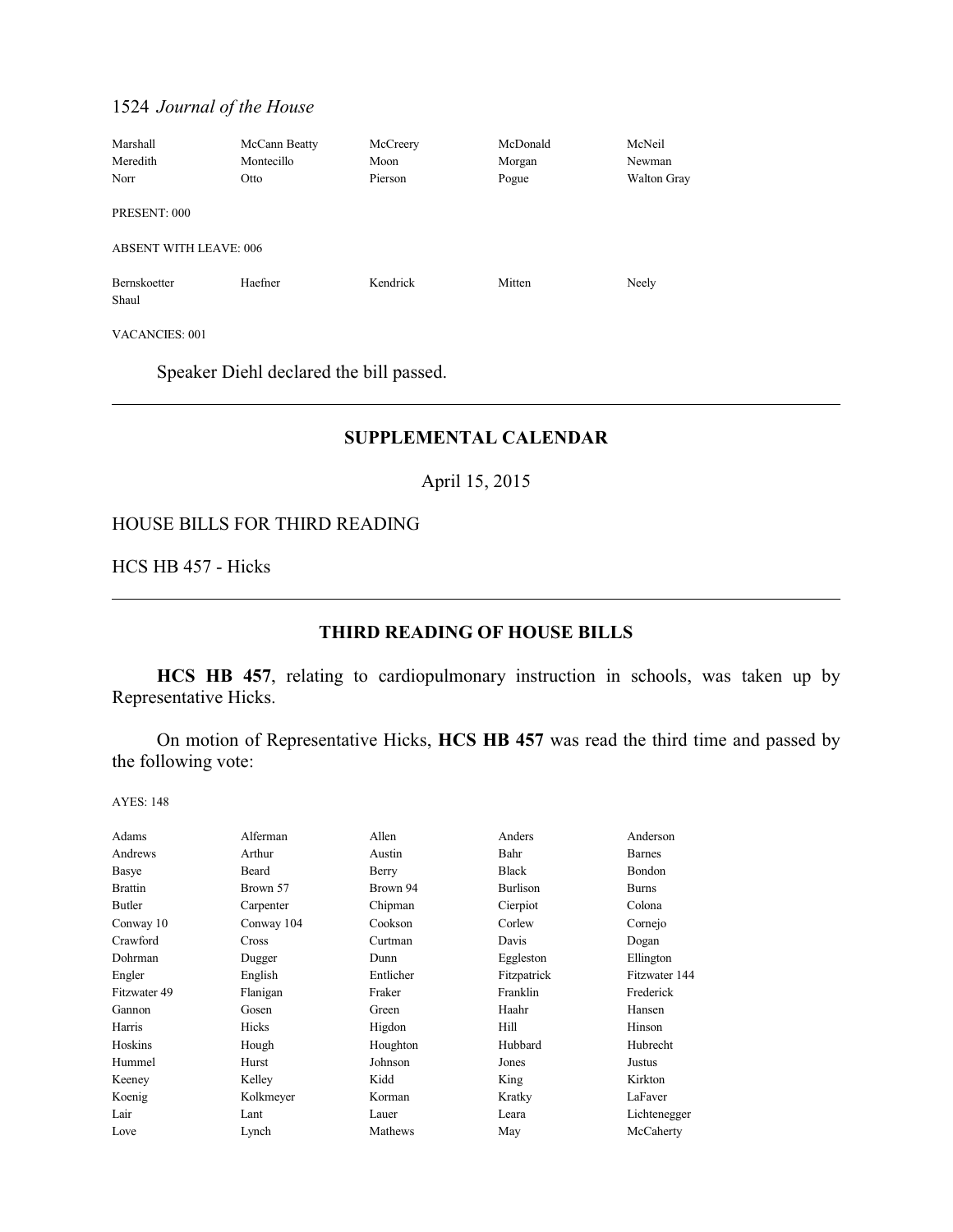| | | | | |
|---|---|---|---|---|
| Marshall | McCann Beatty | McCreery | McDonald | McNeil |
| Meredith | Montecillo | Moon | Morgan | Newman |
| Norr | Otto | Pierson | Pogue | Walton Gray |

PRESENT: 000

ABSENT WITH LEAVE: 006

| | | | | |
|---|---|---|---|---|
| Bernskoetter | Haefner | Kendrick | Mitten | Neely |
| Shaul | | | | |

VACANCIES: 001

Speaker Diehl declared the bill passed.

---

## SUPPLEMENTAL CALENDAR

April 15, 2015

HOUSE BILLS FOR THIRD READING

HCS HB 457 - Hicks

---

## THIRD READING OF HOUSE BILLS

**HCS HB 457**, relating to cardiopulmonary instruction in schools, was taken up by Representative Hicks.

On motion of Representative Hicks, **HCS HB 457** was read the third time and passed by the following vote:

AYES: 148

| | | | | |
|---|---|---|---|---|
| Adams | Alferman | Allen | Anders | Anderson |
| Andrews | Arthur | Austin | Bahr | Barnes |
| Basye | Beard | Berry | Black | Bondon |
| Brattin | Brown 57 | Brown 94 | Burlison | Burns |
| Butler | Carpenter | Chipman | Cierpiot | Colona |
| Conway 10 | Conway 104 | Cookson | Corlew | Cornejo |
| Crawford | Cross | Curtman | Davis | Dogan |
| Dohrman | Dugger | Dunn | Eggleston | Ellington |
| Engler | English | Entlicher | Fitzpatrick | Fitzwater 144 |
| Fitzwater 49 | Flanigan | Fraker | Franklin | Frederick |
| Gannon | Gosen | Green | Haahr | Hansen |
| Harris | Hicks | Higdon | Hill | Hinson |
| Hoskins | Hough | Houghton | Hubbard | Hubrecht |
| Hummel | Hurst | Johnson | Jones | Justus |
| Keeney | Kelley | Kidd | King | Kirkton |
| Koenig | Kolkmeyer | Korman | Kratky | LaFaver |
| Lair | Lant | Lauer | Leara | Lichtenegger |
| Love | Lynch | Mathews | May | McCaherty |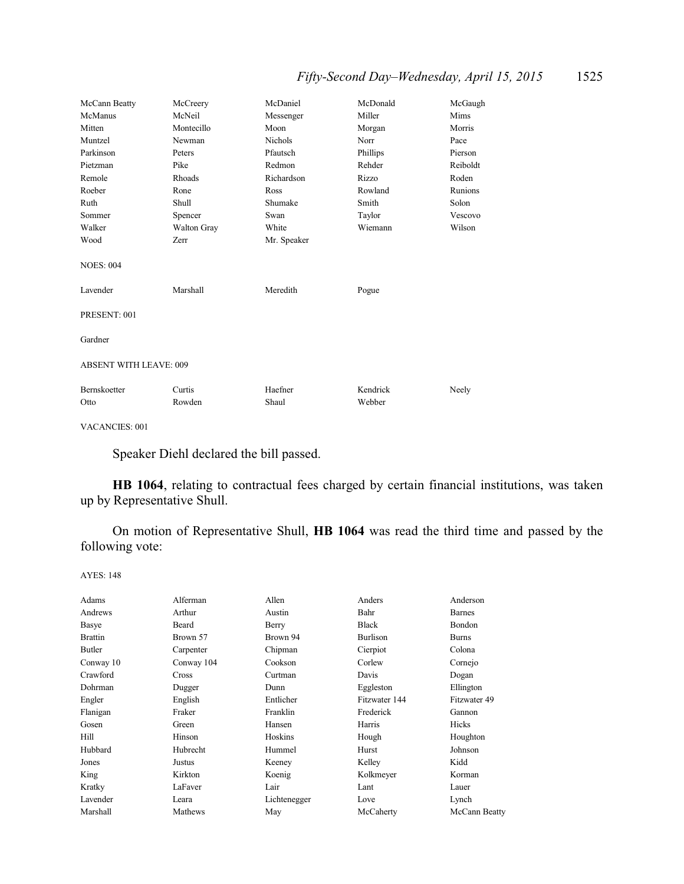| | | | | |
|---|---|---|---|---|
| McCann Beatty | McCreery | McDaniel | McDonald | McGaugh |
| McManus | McNeil | Messenger | Miller | Mims |
| Mitten | Montecillo | Moon | Morgan | Morris |
| Muntzel | Newman | Nichols | Norr | Pace |
| Parkinson | Peters | Pfautsch | Phillips | Pierson |
| Pietzman | Pike | Redmon | Rehder | Reiboldt |
| Remole | Rhoads | Richardson | Rizzo | Roden |
| Roeber | Rone | Ross | Rowland | Runions |
| Ruth | Shull | Shumake | Smith | Solon |
| Sommer | Spencer | Swan | Taylor | Vescovo |
| Walker | Walton Gray | White | Wiemann | Wilson |
| Wood | Zerr | Mr. Speaker | | |

NOES: 004

| | | | |
|---|---|---|---|
| Lavender | Marshall | Meredith | Pogue |

PRESENT: 001

Gardner

ABSENT WITH LEAVE: 009

| | | | | |
|---|---|---|---|---|
| Bernskoetter | Curtis | Haefner | Kendrick | Neely |
| Otto | Rowden | Shaul | Webber | |

VACANCIES: 001

Speaker Diehl declared the bill passed.

**HB 1064**, relating to contractual fees charged by certain financial institutions, was taken up by Representative Shull.

On motion of Representative Shull, **HB 1064** was read the third time and passed by the following vote:

AYES: 148

| | | | | |
|---|---|---|---|---|
| Adams | Alferman | Allen | Anders | Anderson |
| Andrews | Arthur | Austin | Bahr | Barnes |
| Basye | Beard | Berry | Black | Bondon |
| Brattin | Brown 57 | Brown 94 | Burlison | Burns |
| Butler | Carpenter | Chipman | Cierpiot | Colona |
| Conway 10 | Conway 104 | Cookson | Corlew | Cornejo |
| Crawford | Cross | Curtman | Davis | Dogan |
| Dohrman | Dugger | Dunn | Eggleston | Ellington |
| Engler | English | Entlicher | Fitzwater 144 | Fitzwater 49 |
| Flanigan | Fraker | Franklin | Frederick | Gannon |
| Gosen | Green | Hansen | Harris | Hicks |
| Hill | Hinson | Hoskins | Hough | Houghton |
| Hubbard | Hubrecht | Hummel | Hurst | Johnson |
| Jones | Justus | Keeney | Kelley | Kidd |
| King | Kirkton | Koenig | Kolkmeyer | Korman |
| Kratky | LaFaver | Lair | Lant | Lauer |
| Lavender | Leara | Lichtenegger | Love | Lynch |
| Marshall | Mathews | May | McCaherty | McCann Beatty |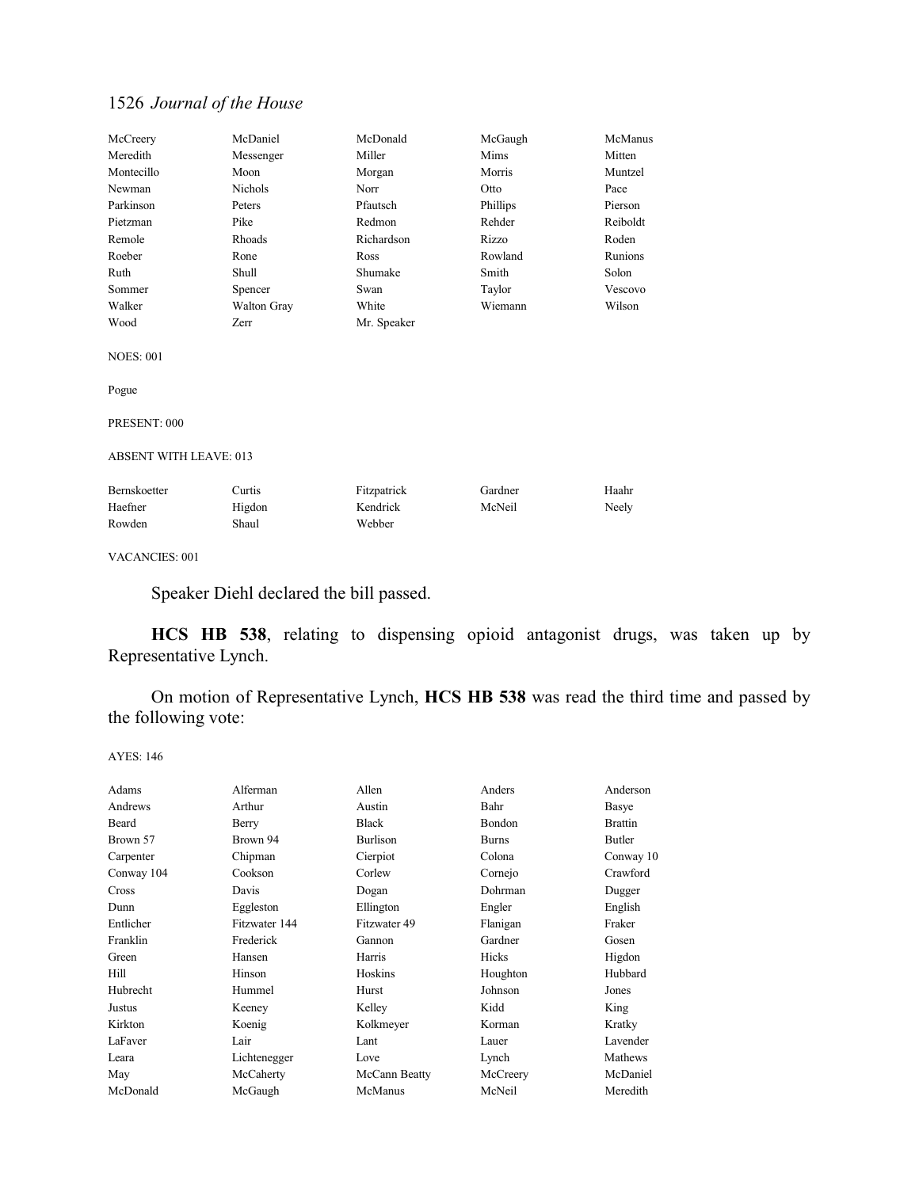| | | | | |
|---|---|---|---|---|
| McCreery | McDaniel | McDonald | McGaugh | McManus |
| Meredith | Messenger | Miller | Mims | Mitten |
| Montecillo | Moon | Morgan | Morris | Muntzel |
| Newman | Nichols | Norr | Otto | Pace |
| Parkinson | Peters | Pfautsch | Phillips | Pierson |
| Pietzman | Pike | Redmon | Rehder | Reiboldt |
| Remole | Rhoads | Richardson | Rizzo | Roden |
| Roeber | Rone | Ross | Rowland | Runions |
| Ruth | Shull | Shumake | Smith | Solon |
| Sommer | Spencer | Swan | Taylor | Vescovo |
| Walker | Walton Gray | White | Wiemann | Wilson |
| Wood | Zerr | Mr. Speaker | | |

NOES: 001

Pogue

PRESENT: 000

ABSENT WITH LEAVE: 013

| | | | | |
|---|---|---|---|---|
| Bernskoetter | Curtis | Fitzpatrick | Gardner | Haahr |
| Haefner | Higdon | Kendrick | McNeil | Neely |
| Rowden | Shaul | Webber | | |

VACANCIES: 001

Speaker Diehl declared the bill passed.

**HCS HB 538**, relating to dispensing opioid antagonist drugs, was taken up by Representative Lynch.

On motion of Representative Lynch, **HCS HB 538** was read the third time and passed by the following vote:

AYES: 146

| | | | | |
|---|---|---|---|---|
| Adams | Alferman | Allen | Anders | Anderson |
| Andrews | Arthur | Austin | Bahr | Basye |
| Beard | Berry | Black | Bondon | Brattin |
| Brown 57 | Brown 94 | Burlison | Burns | Butler |
| Carpenter | Chipman | Cierpiot | Colona | Conway 10 |
| Conway 104 | Cookson | Corlew | Cornejo | Crawford |
| Cross | Davis | Dogan | Dohrman | Dugger |
| Dunn | Eggleston | Ellington | Engler | English |
| Entlicher | Fitzwater 144 | Fitzwater 49 | Flanigan | Fraker |
| Franklin | Frederick | Gannon | Gardner | Gosen |
| Green | Hansen | Harris | Hicks | Higdon |
| Hill | Hinson | Hoskins | Houghton | Hubbard |
| Hubrecht | Hummel | Hurst | Johnson | Jones |
| Justus | Keeney | Kelley | Kidd | King |
| Kirkton | Koenig | Kolkmeyer | Korman | Kratky |
| LaFaver | Lair | Lant | Lauer | Lavender |
| Leara | Lichtenegger | Love | Lynch | Mathews |
| May | McCaherty | McCann Beatty | McCreery | McDaniel |
| McDonald | McGaugh | McManus | McNeil | Meredith |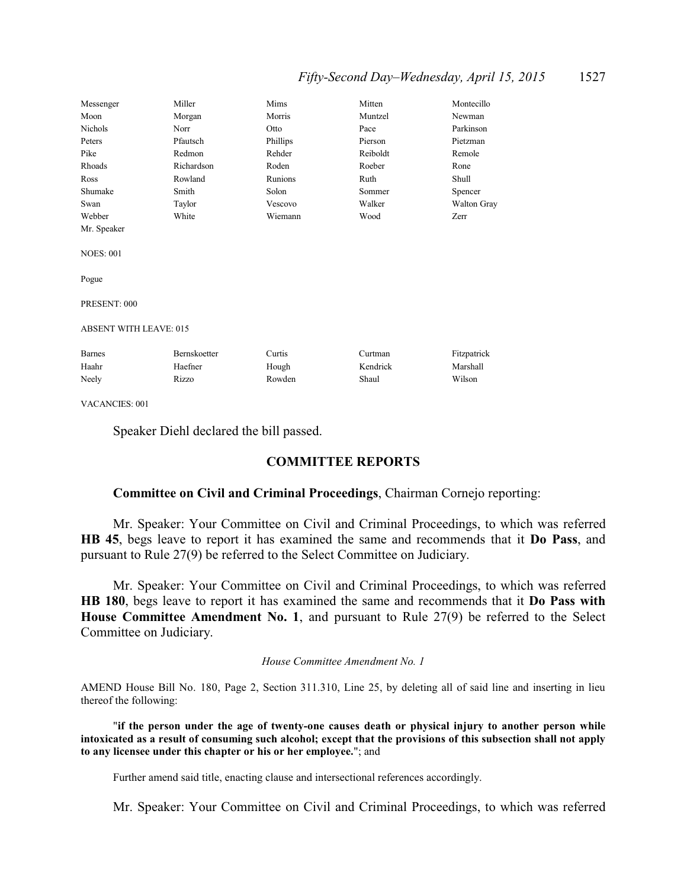| Messenger | Miller | Mims | Mitten | Montecillo |
|---|---|---|---|---|
| Moon | Morgan | Morris | Muntzel | Newman |
| Nichols | Norr | Otto | Pace | Parkinson |
| Peters | Pfautsch | Phillips | Pierson | Pietzman |
| Pike | Redmon | Rehder | Reiboldt | Remole |
| Rhoads | Richardson | Roden | Roeber | Rone |
| Ross | Rowland | Runions | Ruth | Shull |
| Shumake | Smith | Solon | Sommer | Spencer |
| Swan | Taylor | Vescovo | Walker | Walton Gray |
| Webber | White | Wiemann | Wood | Zerr |
| Mr. Speaker | | | | |

NOES: 001

Pogue

PRESENT: 000

ABSENT WITH LEAVE: 015

| Barnes | Bernskoetter | Curtis | Curtman | Fitzpatrick |
|---|---|---|---|---|
| Haahr | Haefner | Hough | Kendrick | Marshall |
| Neely | Rizzo | Rowden | Shaul | Wilson |

VACANCIES: 001

Speaker Diehl declared the bill passed.

## COMMITTEE REPORTS

**Committee on Civil and Criminal Proceedings**, Chairman Cornejo reporting:

Mr. Speaker: Your Committee on Civil and Criminal Proceedings, to which was referred **HB 45**, begs leave to report it has examined the same and recommends that it **Do Pass**, and pursuant to Rule 27(9) be referred to the Select Committee on Judiciary.

Mr. Speaker: Your Committee on Civil and Criminal Proceedings, to which was referred **HB 180**, begs leave to report it has examined the same and recommends that it **Do Pass with House Committee Amendment No. 1**, and pursuant to Rule 27(9) be referred to the Select Committee on Judiciary.

*House Committee Amendment No. 1*

AMEND House Bill No. 180, Page 2, Section 311.310, Line 25, by deleting all of said line and inserting in lieu thereof the following:

"**if the person under the age of twenty-one causes death or physical injury to another person while intoxicated as a result of consuming such alcohol; except that the provisions of this subsection shall not apply to any licensee under this chapter or his or her employee.**"; and

Further amend said title, enacting clause and intersectional references accordingly.

Mr. Speaker: Your Committee on Civil and Criminal Proceedings, to which was referred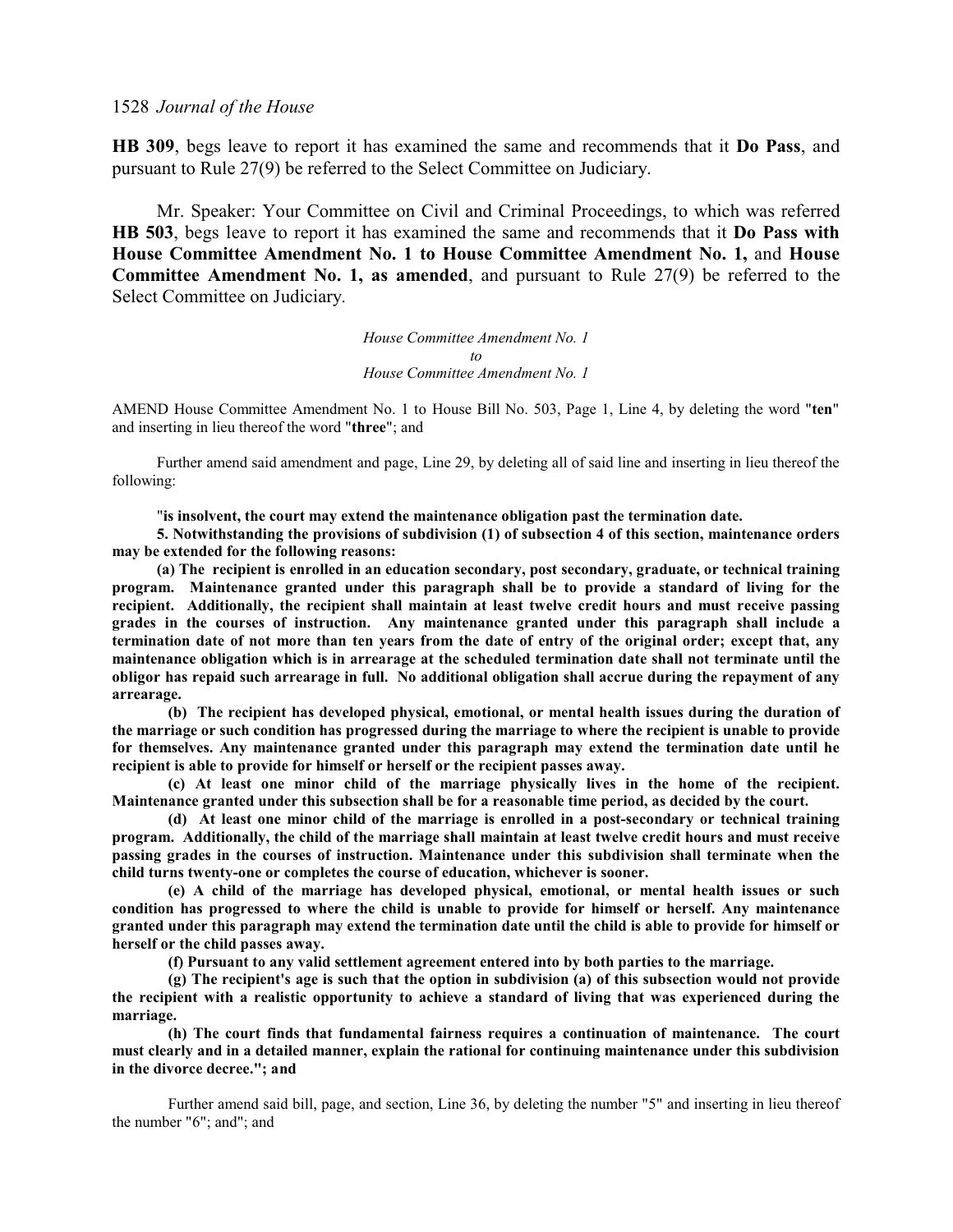**HB 309**, begs leave to report it has examined the same and recommends that it **Do Pass**, and pursuant to Rule 27(9) be referred to the Select Committee on Judiciary.

Mr. Speaker: Your Committee on Civil and Criminal Proceedings, to which was referred **HB 503**, begs leave to report it has examined the same and recommends that it **Do Pass with House Committee Amendment No. 1 to House Committee Amendment No. 1,** and **House Committee Amendment No. 1, as amended**, and pursuant to Rule 27(9) be referred to the Select Committee on Judiciary.

*House Committee Amendment No. 1*
*to*
*House Committee Amendment No. 1*

AMEND House Committee Amendment No. 1 to House Bill No. 503, Page 1, Line 4, by deleting the word "**ten**" and inserting in lieu thereof the word "**three**"; and

Further amend said amendment and page, Line 29, by deleting all of said line and inserting in lieu thereof the following:

"**is insolvent, the court may extend the maintenance obligation past the termination date.**

**5. Notwithstanding the provisions of subdivision (1) of subsection 4 of this section, maintenance orders may be extended for the following reasons:**

**(a) The recipient is enrolled in an education secondary, post secondary, graduate, or technical training program. Maintenance granted under this paragraph shall be to provide a standard of living for the recipient. Additionally, the recipient shall maintain at least twelve credit hours and must receive passing grades in the courses of instruction. Any maintenance granted under this paragraph shall include a termination date of not more than ten years from the date of entry of the original order; except that, any maintenance obligation which is in arrearage at the scheduled termination date shall not terminate until the obligor has repaid such arrearage in full. No additional obligation shall accrue during the repayment of any arrearage.**

**(b) The recipient has developed physical, emotional, or mental health issues during the duration of the marriage or such condition has progressed during the marriage to where the recipient is unable to provide for themselves. Any maintenance granted under this paragraph may extend the termination date until he recipient is able to provide for himself or herself or the recipient passes away.**

**(c) At least one minor child of the marriage physically lives in the home of the recipient. Maintenance granted under this subsection shall be for a reasonable time period, as decided by the court.**

**(d) At least one minor child of the marriage is enrolled in a post-secondary or technical training program. Additionally, the child of the marriage shall maintain at least twelve credit hours and must receive passing grades in the courses of instruction. Maintenance under this subdivision shall terminate when the child turns twenty-one or completes the course of education, whichever is sooner.**

**(e) A child of the marriage has developed physical, emotional, or mental health issues or such condition has progressed to where the child is unable to provide for himself or herself. Any maintenance granted under this paragraph may extend the termination date until the child is able to provide for himself or herself or the child passes away.**

**(f) Pursuant to any valid settlement agreement entered into by both parties to the marriage.**

**(g) The recipient's age is such that the option in subdivision (a) of this subsection would not provide the recipient with a realistic opportunity to achieve a standard of living that was experienced during the marriage.**

**(h) The court finds that fundamental fairness requires a continuation of maintenance. The court must clearly and in a detailed manner, explain the rational for continuing maintenance under this subdivision in the divorce decree."; and**

Further amend said bill, page, and section, Line 36, by deleting the number "5" and inserting in lieu thereof the number "6"; and"; and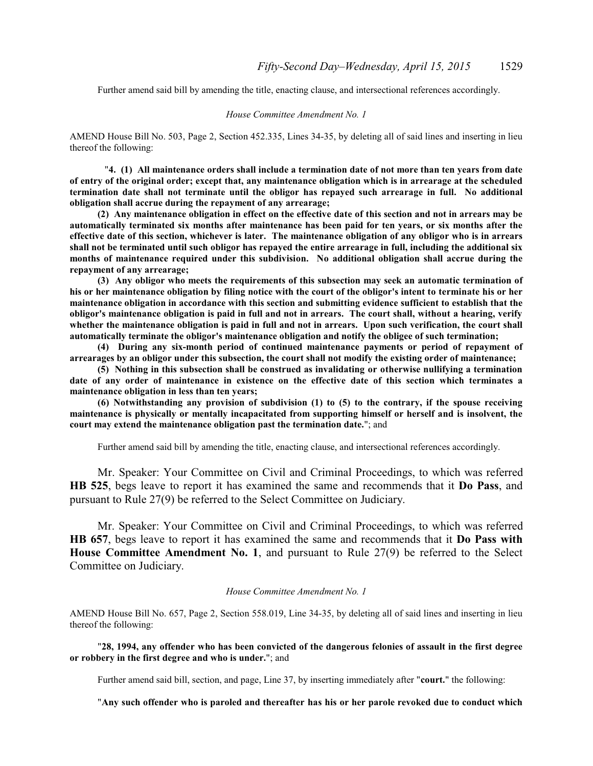Further amend said bill by amending the title, enacting clause, and intersectional references accordingly.

*House Committee Amendment No. 1*

AMEND House Bill No. 503, Page 2, Section 452.335, Lines 34-35, by deleting all of said lines and inserting in lieu thereof the following:

"**4. (1) All maintenance orders shall include a termination date of not more than ten years from date of entry of the original order; except that, any maintenance obligation which is in arrearage at the scheduled termination date shall not terminate until the obligor has repayed such arrearage in full. No additional obligation shall accrue during the repayment of any arrearage;**

**(2) Any maintenance obligation in effect on the effective date of this section and not in arrears may be automatically terminated six months after maintenance has been paid for ten years, or six months after the effective date of this section, whichever is later. The maintenance obligation of any obligor who is in arrears shall not be terminated until such obligor has repayed the entire arrearage in full, including the additional six months of maintenance required under this subdivision. No additional obligation shall accrue during the repayment of any arrearage;**

**(3) Any obligor who meets the requirements of this subsection may seek an automatic termination of his or her maintenance obligation by filing notice with the court of the obligor's intent to terminate his or her maintenance obligation in accordance with this section and submitting evidence sufficient to establish that the obligor's maintenance obligation is paid in full and not in arrears. The court shall, without a hearing, verify whether the maintenance obligation is paid in full and not in arrears. Upon such verification, the court shall automatically terminate the obligor's maintenance obligation and notify the obligee of such termination;**

**(4) During any six-month period of continued maintenance payments or period of repayment of arrearages by an obligor under this subsection, the court shall not modify the existing order of maintenance;**

**(5) Nothing in this subsection shall be construed as invalidating or otherwise nullifying a termination date of any order of maintenance in existence on the effective date of this section which terminates a maintenance obligation in less than ten years;**

**(6) Notwithstanding any provision of subdivision (1) to (5) to the contrary, if the spouse receiving maintenance is physically or mentally incapacitated from supporting himself or herself and is insolvent, the court may extend the maintenance obligation past the termination date.**"; and

Further amend said bill by amending the title, enacting clause, and intersectional references accordingly.

Mr. Speaker: Your Committee on Civil and Criminal Proceedings, to which was referred **HB 525**, begs leave to report it has examined the same and recommends that it **Do Pass**, and pursuant to Rule 27(9) be referred to the Select Committee on Judiciary.

Mr. Speaker: Your Committee on Civil and Criminal Proceedings, to which was referred **HB 657**, begs leave to report it has examined the same and recommends that it **Do Pass with House Committee Amendment No. 1**, and pursuant to Rule 27(9) be referred to the Select Committee on Judiciary.

*House Committee Amendment No. 1*

AMEND House Bill No. 657, Page 2, Section 558.019, Line 34-35, by deleting all of said lines and inserting in lieu thereof the following:

"**28, 1994, any offender who has been convicted of the dangerous felonies of assault in the first degree or robbery in the first degree and who is under.**"; and

Further amend said bill, section, and page, Line 37, by inserting immediately after "**court.**" the following:

"**Any such offender who is paroled and thereafter has his or her parole revoked due to conduct which**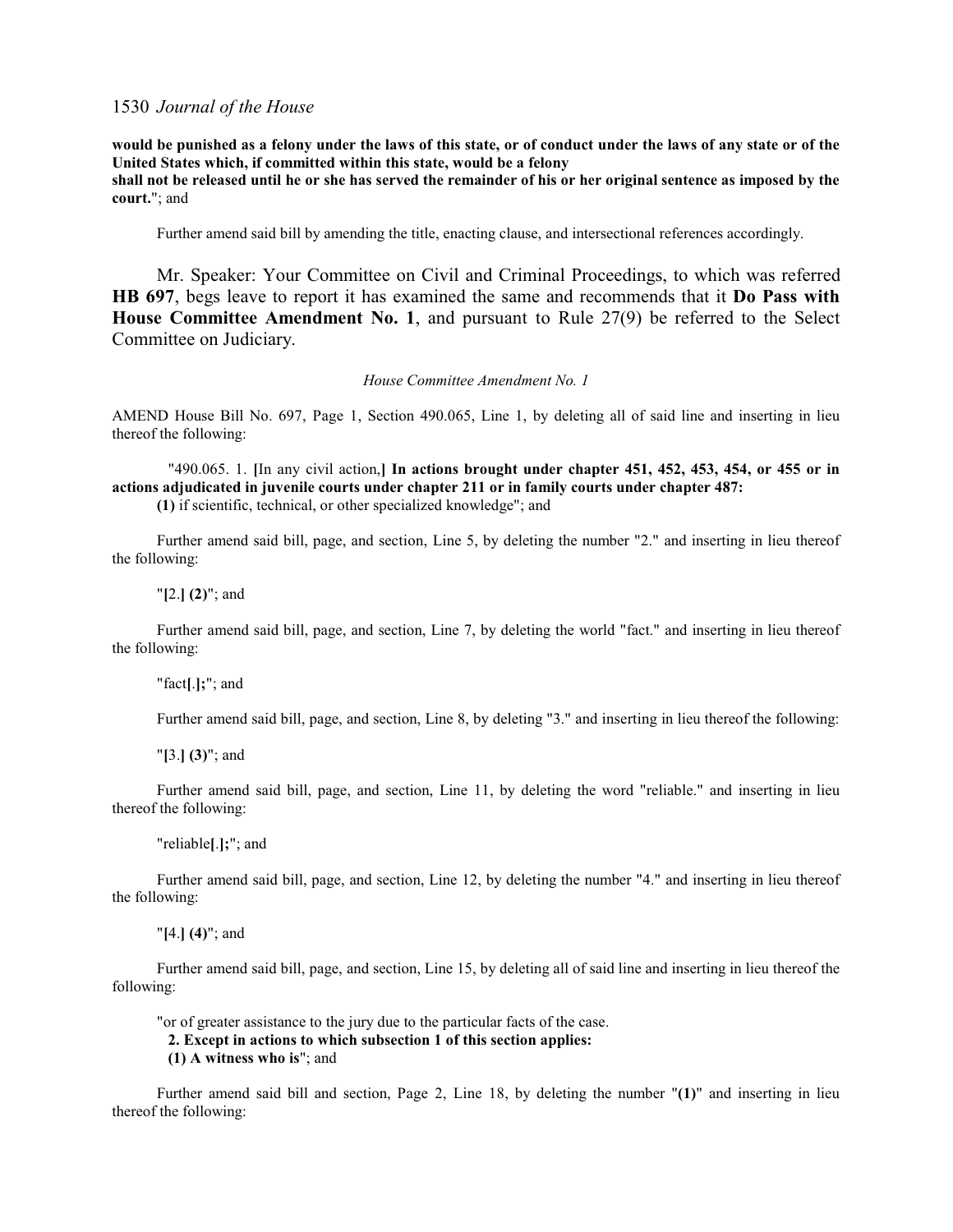**would be punished as a felony under the laws of this state, or of conduct under the laws of any state or of the United States which, if committed within this state, would be a felony**
**shall not be released until he or she has served the remainder of his or her original sentence as imposed by the court.**"; and

Further amend said bill by amending the title, enacting clause, and intersectional references accordingly.

Mr. Speaker: Your Committee on Civil and Criminal Proceedings, to which was referred **HB 697**, begs leave to report it has examined the same and recommends that it **Do Pass with House Committee Amendment No. 1**, and pursuant to Rule 27(9) be referred to the Select Committee on Judiciary.

*House Committee Amendment No. 1*

AMEND House Bill No. 697, Page 1, Section 490.065, Line 1, by deleting all of said line and inserting in lieu thereof the following:

"490.065. 1. **[**In any civil action,**] In actions brought under chapter 451, 452, 453, 454, or 455 or in actions adjudicated in juvenile courts under chapter 211 or in family courts under chapter 487:**
**(1)** if scientific, technical, or other specialized knowledge"; and

Further amend said bill, page, and section, Line 5, by deleting the number "2." and inserting in lieu thereof the following:

"**[**2.**] (2)**"; and

Further amend said bill, page, and section, Line 7, by deleting the world "fact." and inserting in lieu thereof the following:

"fact**[**.**];**"; and

Further amend said bill, page, and section, Line 8, by deleting "3." and inserting in lieu thereof the following:

"**[**3.**] (3)**"; and

Further amend said bill, page, and section, Line 11, by deleting the word "reliable." and inserting in lieu thereof the following:

"reliable**[**.**];**"; and

Further amend said bill, page, and section, Line 12, by deleting the number "4." and inserting in lieu thereof the following:

"**[**4.**] (4)**"; and

Further amend said bill, page, and section, Line 15, by deleting all of said line and inserting in lieu thereof the following:

"or of greater assistance to the jury due to the particular facts of the case.
**2. Except in actions to which subsection 1 of this section applies:**
**(1) A witness who is**"; and

Further amend said bill and section, Page 2, Line 18, by deleting the number "**(1)**" and inserting in lieu thereof the following: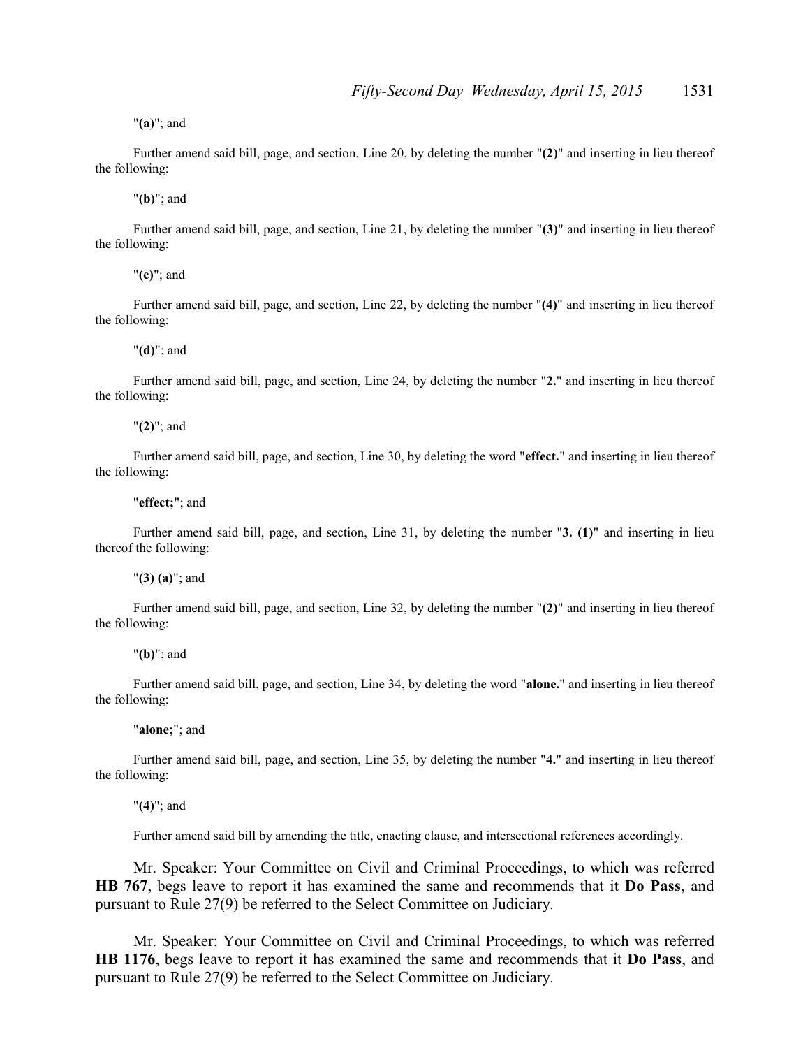"**(a)**"; and

Further amend said bill, page, and section, Line 20, by deleting the number "**(2)**" and inserting in lieu thereof the following:

"**(b)**"; and

Further amend said bill, page, and section, Line 21, by deleting the number "**(3)**" and inserting in lieu thereof the following:

"**(c)**"; and

Further amend said bill, page, and section, Line 22, by deleting the number "**(4)**" and inserting in lieu thereof the following:

"**(d)**"; and

Further amend said bill, page, and section, Line 24, by deleting the number "**2.**" and inserting in lieu thereof the following:

"**(2)**"; and

Further amend said bill, page, and section, Line 30, by deleting the word "**effect.**" and inserting in lieu thereof the following:

"**effect;**"; and

Further amend said bill, page, and section, Line 31, by deleting the number "**3. (1)**" and inserting in lieu thereof the following:

"**(3) (a)**"; and

Further amend said bill, page, and section, Line 32, by deleting the number "**(2)**" and inserting in lieu thereof the following:

"**(b)**"; and

Further amend said bill, page, and section, Line 34, by deleting the word "**alone.**" and inserting in lieu thereof the following:

"**alone;**"; and

Further amend said bill, page, and section, Line 35, by deleting the number "**4.**" and inserting in lieu thereof the following:

"**(4)**"; and

Further amend said bill by amending the title, enacting clause, and intersectional references accordingly.

Mr. Speaker: Your Committee on Civil and Criminal Proceedings, to which was referred **HB 767**, begs leave to report it has examined the same and recommends that it **Do Pass**, and pursuant to Rule 27(9) be referred to the Select Committee on Judiciary.

Mr. Speaker: Your Committee on Civil and Criminal Proceedings, to which was referred **HB 1176**, begs leave to report it has examined the same and recommends that it **Do Pass**, and pursuant to Rule 27(9) be referred to the Select Committee on Judiciary.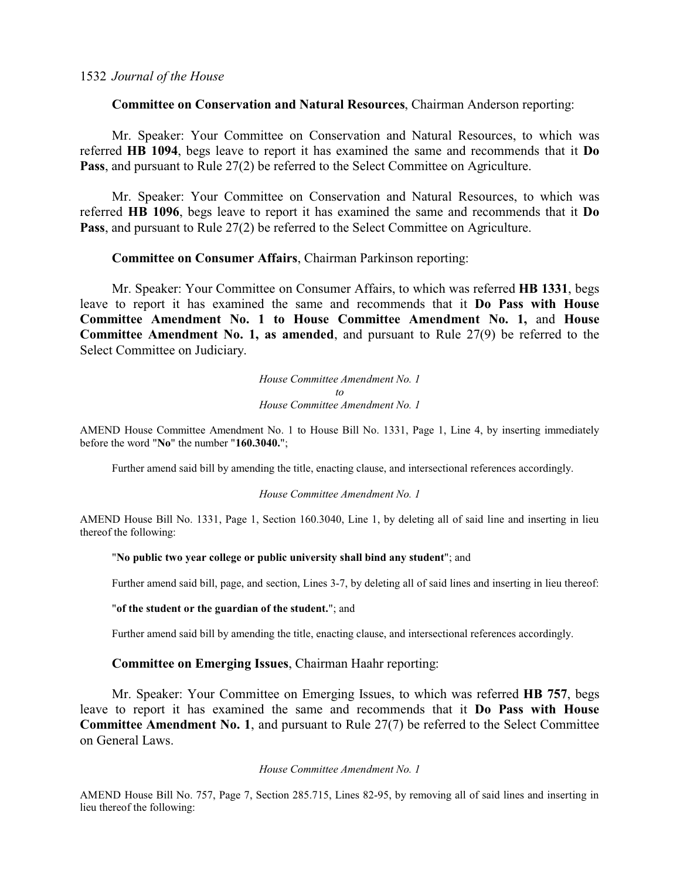**Committee on Conservation and Natural Resources**, Chairman Anderson reporting:

Mr. Speaker: Your Committee on Conservation and Natural Resources, to which was referred **HB 1094**, begs leave to report it has examined the same and recommends that it **Do Pass**, and pursuant to Rule 27(2) be referred to the Select Committee on Agriculture.

Mr. Speaker: Your Committee on Conservation and Natural Resources, to which was referred **HB 1096**, begs leave to report it has examined the same and recommends that it **Do Pass**, and pursuant to Rule 27(2) be referred to the Select Committee on Agriculture.

**Committee on Consumer Affairs**, Chairman Parkinson reporting:

Mr. Speaker: Your Committee on Consumer Affairs, to which was referred **HB 1331**, begs leave to report it has examined the same and recommends that it **Do Pass with House Committee Amendment No. 1 to House Committee Amendment No. 1,** and **House Committee Amendment No. 1, as amended**, and pursuant to Rule 27(9) be referred to the Select Committee on Judiciary.

*House Committee Amendment No. 1*
*to*
*House Committee Amendment No. 1*

AMEND House Committee Amendment No. 1 to House Bill No. 1331, Page 1, Line 4, by inserting immediately before the word "**No**" the number "**160.3040.**";

Further amend said bill by amending the title, enacting clause, and intersectional references accordingly.

*House Committee Amendment No. 1*

AMEND House Bill No. 1331, Page 1, Section 160.3040, Line 1, by deleting all of said line and inserting in lieu thereof the following:

"**No public two year college or public university shall bind any student**"; and

Further amend said bill, page, and section, Lines 3-7, by deleting all of said lines and inserting in lieu thereof:

"**of the student or the guardian of the student.**"; and

Further amend said bill by amending the title, enacting clause, and intersectional references accordingly.

**Committee on Emerging Issues**, Chairman Haahr reporting:

Mr. Speaker: Your Committee on Emerging Issues, to which was referred **HB 757**, begs leave to report it has examined the same and recommends that it **Do Pass with House Committee Amendment No. 1**, and pursuant to Rule 27(7) be referred to the Select Committee on General Laws.

*House Committee Amendment No. 1*

AMEND House Bill No. 757, Page 7, Section 285.715, Lines 82-95, by removing all of said lines and inserting in lieu thereof the following: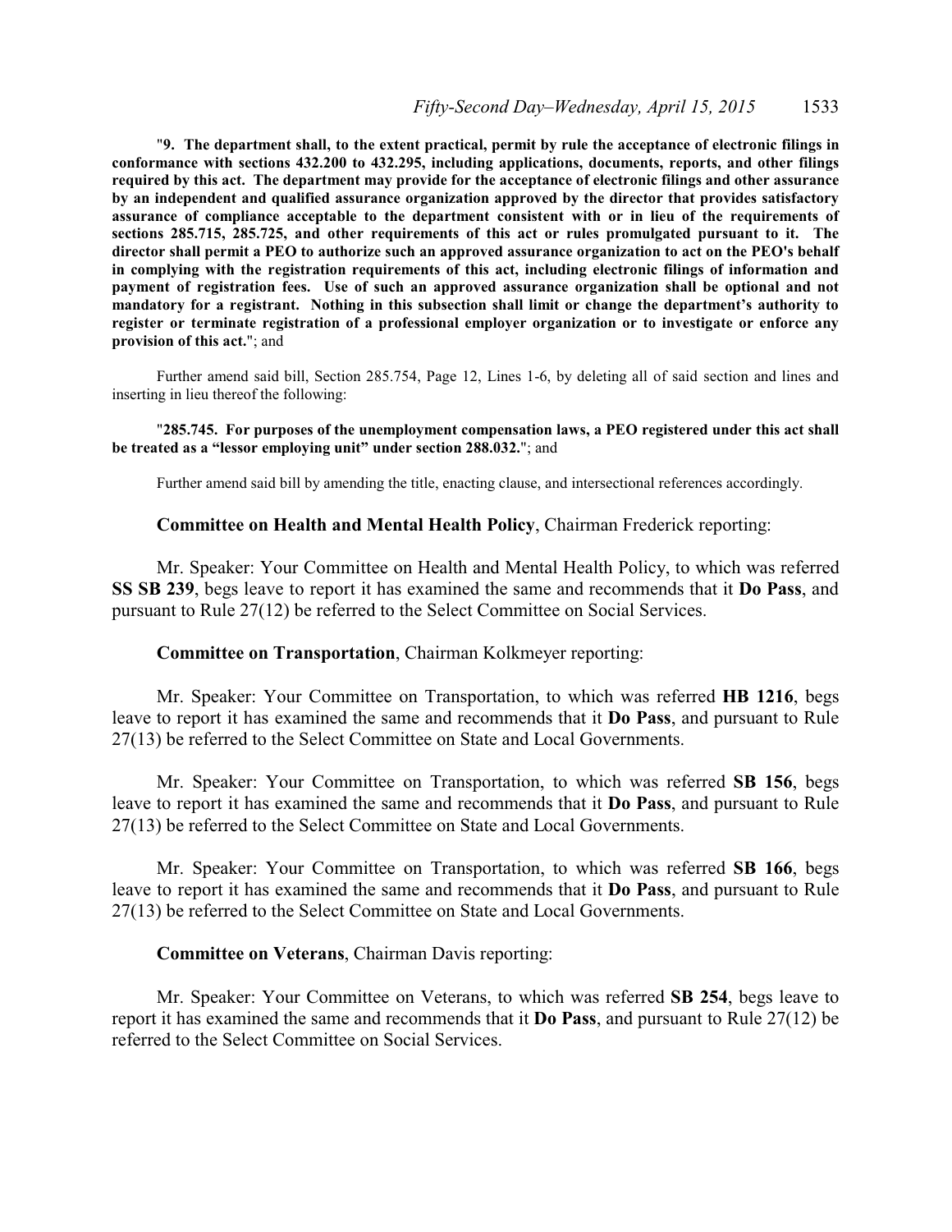"**9. The department shall, to the extent practical, permit by rule the acceptance of electronic filings in conformance with sections 432.200 to 432.295, including applications, documents, reports, and other filings required by this act. The department may provide for the acceptance of electronic filings and other assurance by an independent and qualified assurance organization approved by the director that provides satisfactory assurance of compliance acceptable to the department consistent with or in lieu of the requirements of sections 285.715, 285.725, and other requirements of this act or rules promulgated pursuant to it. The director shall permit a PEO to authorize such an approved assurance organization to act on the PEO's behalf in complying with the registration requirements of this act, including electronic filings of information and payment of registration fees. Use of such an approved assurance organization shall be optional and not mandatory for a registrant. Nothing in this subsection shall limit or change the department's authority to register or terminate registration of a professional employer organization or to investigate or enforce any provision of this act.**"; and

Further amend said bill, Section 285.754, Page 12, Lines 1-6, by deleting all of said section and lines and inserting in lieu thereof the following:

"**285.745. For purposes of the unemployment compensation laws, a PEO registered under this act shall be treated as a "lessor employing unit" under section 288.032.**"; and

Further amend said bill by amending the title, enacting clause, and intersectional references accordingly.

**Committee on Health and Mental Health Policy**, Chairman Frederick reporting:

Mr. Speaker: Your Committee on Health and Mental Health Policy, to which was referred **SS SB 239**, begs leave to report it has examined the same and recommends that it **Do Pass**, and pursuant to Rule 27(12) be referred to the Select Committee on Social Services.

**Committee on Transportation**, Chairman Kolkmeyer reporting:

Mr. Speaker: Your Committee on Transportation, to which was referred **HB 1216**, begs leave to report it has examined the same and recommends that it **Do Pass**, and pursuant to Rule 27(13) be referred to the Select Committee on State and Local Governments.

Mr. Speaker: Your Committee on Transportation, to which was referred **SB 156**, begs leave to report it has examined the same and recommends that it **Do Pass**, and pursuant to Rule 27(13) be referred to the Select Committee on State and Local Governments.

Mr. Speaker: Your Committee on Transportation, to which was referred **SB 166**, begs leave to report it has examined the same and recommends that it **Do Pass**, and pursuant to Rule 27(13) be referred to the Select Committee on State and Local Governments.

**Committee on Veterans**, Chairman Davis reporting:

Mr. Speaker: Your Committee on Veterans, to which was referred **SB 254**, begs leave to report it has examined the same and recommends that it **Do Pass**, and pursuant to Rule 27(12) be referred to the Select Committee on Social Services.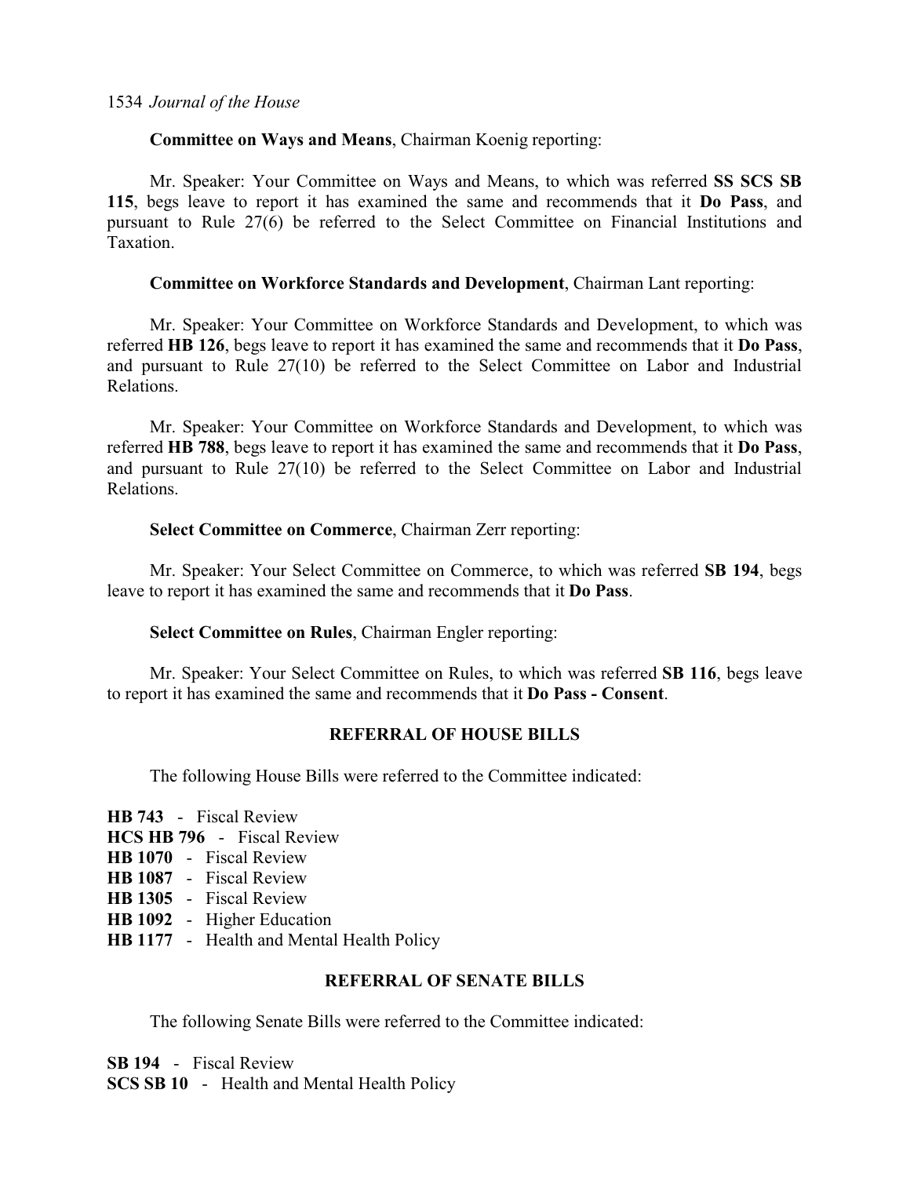**Committee on Ways and Means**, Chairman Koenig reporting:

Mr. Speaker: Your Committee on Ways and Means, to which was referred **SS SCS SB 115**, begs leave to report it has examined the same and recommends that it **Do Pass**, and pursuant to Rule 27(6) be referred to the Select Committee on Financial Institutions and Taxation.

**Committee on Workforce Standards and Development**, Chairman Lant reporting:

Mr. Speaker: Your Committee on Workforce Standards and Development, to which was referred **HB 126**, begs leave to report it has examined the same and recommends that it **Do Pass**, and pursuant to Rule 27(10) be referred to the Select Committee on Labor and Industrial Relations.

Mr. Speaker: Your Committee on Workforce Standards and Development, to which was referred **HB 788**, begs leave to report it has examined the same and recommends that it **Do Pass**, and pursuant to Rule 27(10) be referred to the Select Committee on Labor and Industrial Relations.

**Select Committee on Commerce**, Chairman Zerr reporting:

Mr. Speaker: Your Select Committee on Commerce, to which was referred **SB 194**, begs leave to report it has examined the same and recommends that it **Do Pass**.

**Select Committee on Rules**, Chairman Engler reporting:

Mr. Speaker: Your Select Committee on Rules, to which was referred **SB 116**, begs leave to report it has examined the same and recommends that it **Do Pass - Consent**.

## REFERRAL OF HOUSE BILLS

The following House Bills were referred to the Committee indicated:

**HB 743** - Fiscal Review
**HCS HB 796** - Fiscal Review
**HB 1070** - Fiscal Review
**HB 1087** - Fiscal Review
**HB 1305** - Fiscal Review
**HB 1092** - Higher Education
**HB 1177** - Health and Mental Health Policy

## REFERRAL OF SENATE BILLS

The following Senate Bills were referred to the Committee indicated:

**SB 194** - Fiscal Review
**SCS SB 10** - Health and Mental Health Policy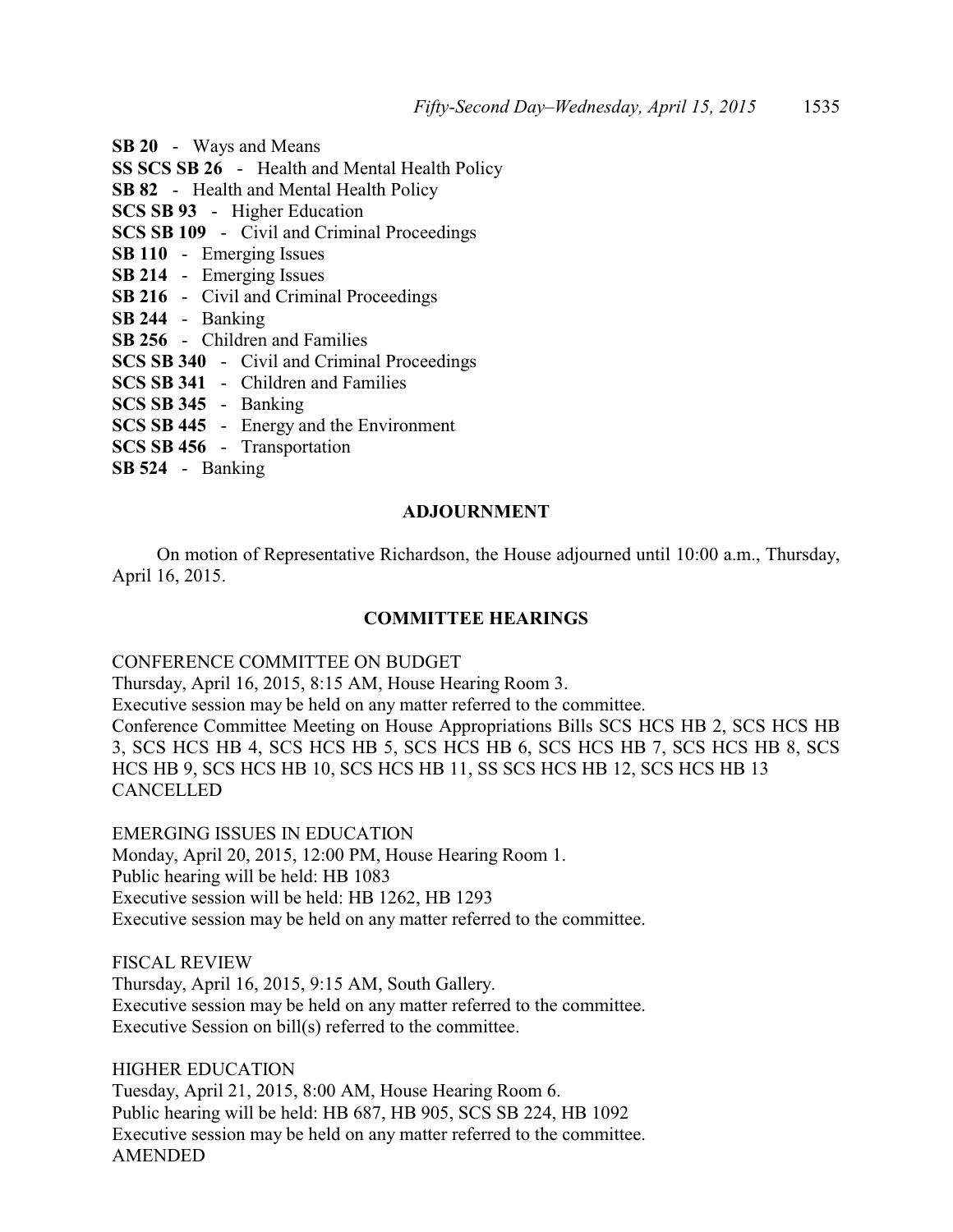**SB 20** - Ways and Means
**SS SCS SB 26** - Health and Mental Health Policy
**SB 82** - Health and Mental Health Policy
**SCS SB 93** - Higher Education
**SCS SB 109** - Civil and Criminal Proceedings
**SB 110** - Emerging Issues
**SB 214** - Emerging Issues
**SB 216** - Civil and Criminal Proceedings
**SB 244** - Banking
**SB 256** - Children and Families
**SCS SB 340** - Civil and Criminal Proceedings
**SCS SB 341** - Children and Families
**SCS SB 345** - Banking
**SCS SB 445** - Energy and the Environment
**SCS SB 456** - Transportation
**SB 524** - Banking

## ADJOURNMENT

On motion of Representative Richardson, the House adjourned until 10:00 a.m., Thursday, April 16, 2015.

## COMMITTEE HEARINGS

CONFERENCE COMMITTEE ON BUDGET
Thursday, April 16, 2015, 8:15 AM, House Hearing Room 3.
Executive session may be held on any matter referred to the committee.
Conference Committee Meeting on House Appropriations Bills SCS HCS HB 2, SCS HCS HB 3, SCS HCS HB 4, SCS HCS HB 5, SCS HCS HB 6, SCS HCS HB 7, SCS HCS HB 8, SCS HCS HB 9, SCS HCS HB 10, SCS HCS HB 11, SS SCS HCS HB 12, SCS HCS HB 13
CANCELLED

EMERGING ISSUES IN EDUCATION
Monday, April 20, 2015, 12:00 PM, House Hearing Room 1.
Public hearing will be held: HB 1083
Executive session will be held: HB 1262, HB 1293
Executive session may be held on any matter referred to the committee.

FISCAL REVIEW
Thursday, April 16, 2015, 9:15 AM, South Gallery.
Executive session may be held on any matter referred to the committee.
Executive Session on bill(s) referred to the committee.

HIGHER EDUCATION
Tuesday, April 21, 2015, 8:00 AM, House Hearing Room 6.
Public hearing will be held: HB 687, HB 905, SCS SB 224, HB 1092
Executive session may be held on any matter referred to the committee.
AMENDED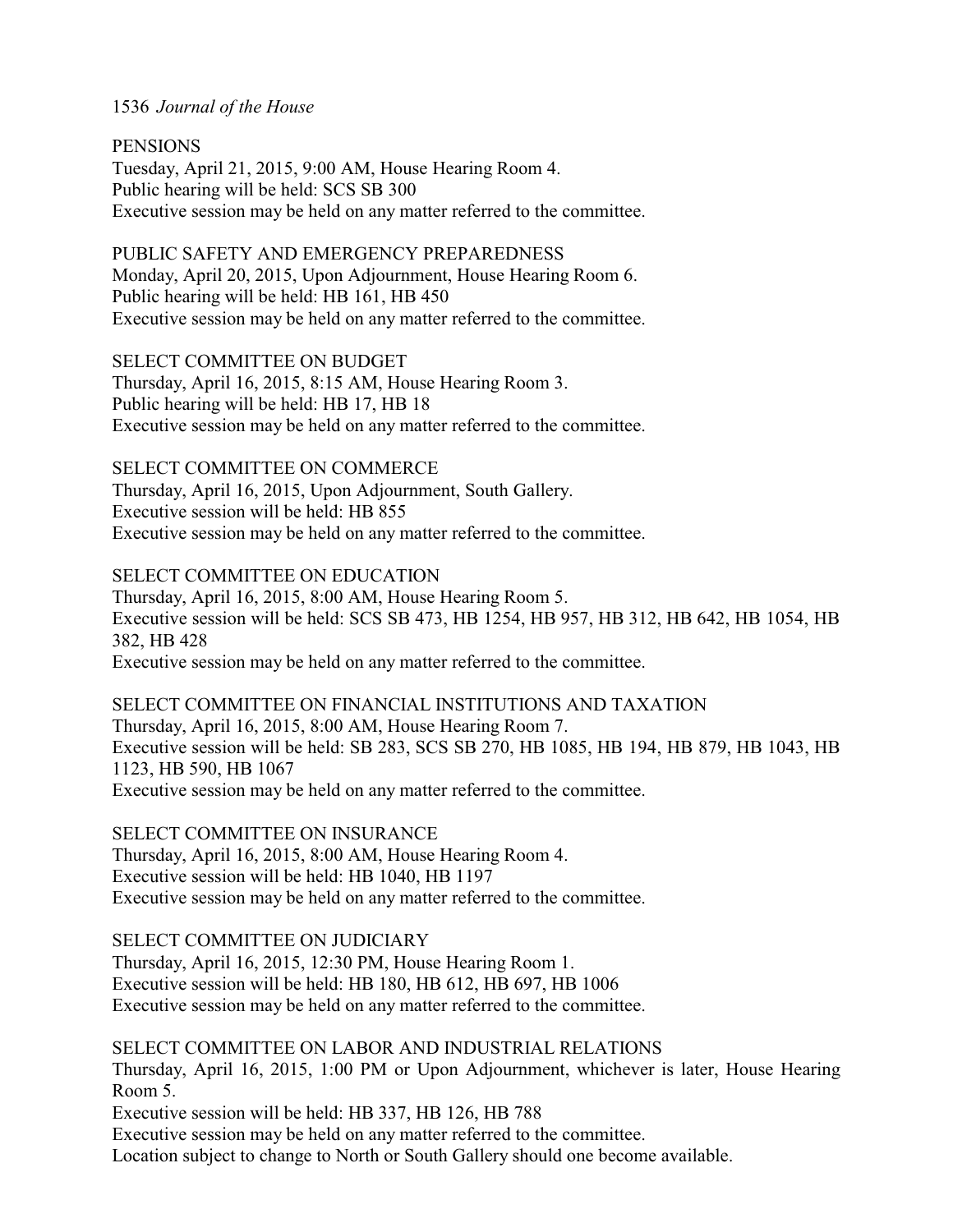PENSIONS
Tuesday, April 21, 2015, 9:00 AM, House Hearing Room 4.
Public hearing will be held: SCS SB 300
Executive session may be held on any matter referred to the committee.

PUBLIC SAFETY AND EMERGENCY PREPAREDNESS
Monday, April 20, 2015, Upon Adjournment, House Hearing Room 6.
Public hearing will be held: HB 161, HB 450
Executive session may be held on any matter referred to the committee.

SELECT COMMITTEE ON BUDGET
Thursday, April 16, 2015, 8:15 AM, House Hearing Room 3.
Public hearing will be held: HB 17, HB 18
Executive session may be held on any matter referred to the committee.

SELECT COMMITTEE ON COMMERCE
Thursday, April 16, 2015, Upon Adjournment, South Gallery.
Executive session will be held: HB 855
Executive session may be held on any matter referred to the committee.

SELECT COMMITTEE ON EDUCATION
Thursday, April 16, 2015, 8:00 AM, House Hearing Room 5.
Executive session will be held: SCS SB 473, HB 1254, HB 957, HB 312, HB 642, HB 1054, HB 382, HB 428
Executive session may be held on any matter referred to the committee.

SELECT COMMITTEE ON FINANCIAL INSTITUTIONS AND TAXATION
Thursday, April 16, 2015, 8:00 AM, House Hearing Room 7.
Executive session will be held: SB 283, SCS SB 270, HB 1085, HB 194, HB 879, HB 1043, HB 1123, HB 590, HB 1067
Executive session may be held on any matter referred to the committee.

SELECT COMMITTEE ON INSURANCE
Thursday, April 16, 2015, 8:00 AM, House Hearing Room 4.
Executive session will be held: HB 1040, HB 1197
Executive session may be held on any matter referred to the committee.

SELECT COMMITTEE ON JUDICIARY
Thursday, April 16, 2015, 12:30 PM, House Hearing Room 1.
Executive session will be held: HB 180, HB 612, HB 697, HB 1006
Executive session may be held on any matter referred to the committee.

SELECT COMMITTEE ON LABOR AND INDUSTRIAL RELATIONS
Thursday, April 16, 2015, 1:00 PM or Upon Adjournment, whichever is later, House Hearing Room 5.
Executive session will be held: HB 337, HB 126, HB 788
Executive session may be held on any matter referred to the committee.
Location subject to change to North or South Gallery should one become available.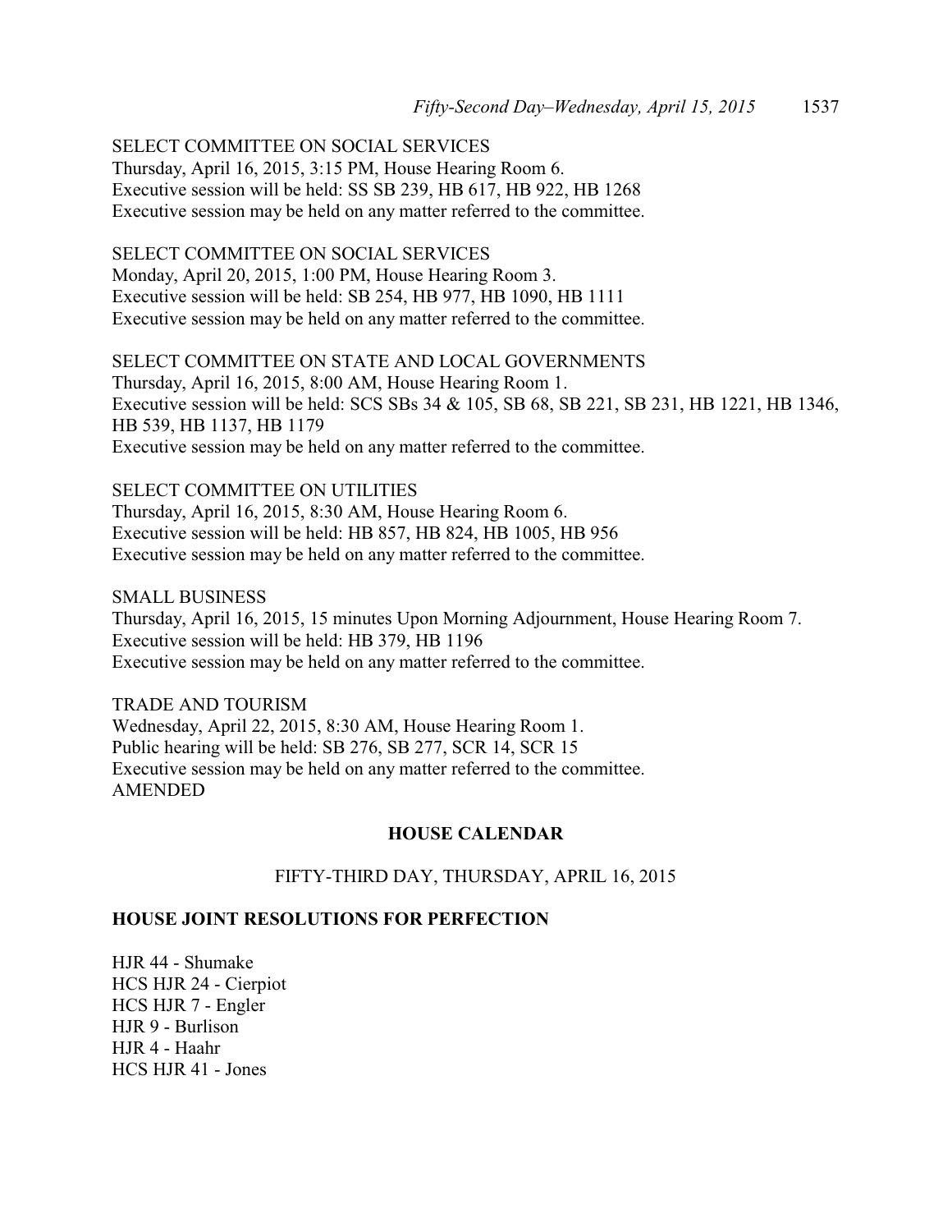SELECT COMMITTEE ON SOCIAL SERVICES
Thursday, April 16, 2015, 3:15 PM, House Hearing Room 6.
Executive session will be held: SS SB 239, HB 617, HB 922, HB 1268
Executive session may be held on any matter referred to the committee.

SELECT COMMITTEE ON SOCIAL SERVICES
Monday, April 20, 2015, 1:00 PM, House Hearing Room 3.
Executive session will be held: SB 254, HB 977, HB 1090, HB 1111
Executive session may be held on any matter referred to the committee.

SELECT COMMITTEE ON STATE AND LOCAL GOVERNMENTS
Thursday, April 16, 2015, 8:00 AM, House Hearing Room 1.
Executive session will be held: SCS SBs 34 & 105, SB 68, SB 221, SB 231, HB 1221, HB 1346, HB 539, HB 1137, HB 1179
Executive session may be held on any matter referred to the committee.

SELECT COMMITTEE ON UTILITIES
Thursday, April 16, 2015, 8:30 AM, House Hearing Room 6.
Executive session will be held: HB 857, HB 824, HB 1005, HB 956
Executive session may be held on any matter referred to the committee.

SMALL BUSINESS
Thursday, April 16, 2015, 15 minutes Upon Morning Adjournment, House Hearing Room 7.
Executive session will be held: HB 379, HB 1196
Executive session may be held on any matter referred to the committee.

TRADE AND TOURISM
Wednesday, April 22, 2015, 8:30 AM, House Hearing Room 1.
Public hearing will be held: SB 276, SB 277, SCR 14, SCR 15
Executive session may be held on any matter referred to the committee.
AMENDED

## HOUSE CALENDAR

FIFTY-THIRD DAY, THURSDAY, APRIL 16, 2015

### HOUSE JOINT RESOLUTIONS FOR PERFECTION

HJR 44 - Shumake
HCS HJR 24 - Cierpiot
HCS HJR 7 - Engler
HJR 9 - Burlison
HJR 4 - Haahr
HCS HJR 41 - Jones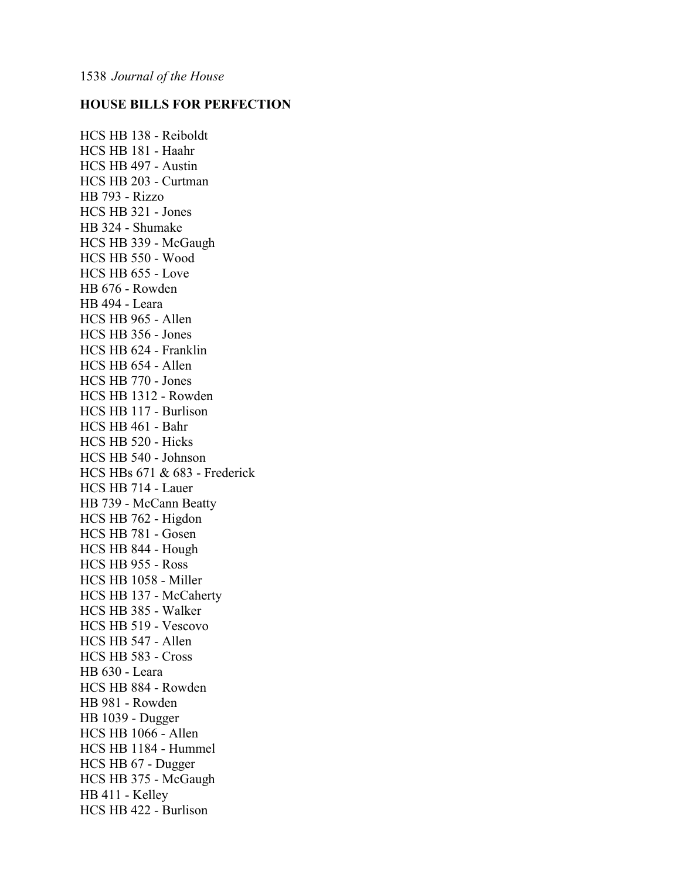**HOUSE BILLS FOR PERFECTION**

HCS HB 138 - Reiboldt
HCS HB 181 - Haahr
HCS HB 497 - Austin
HCS HB 203 - Curtman
HB 793 - Rizzo
HCS HB 321 - Jones
HB 324 - Shumake
HCS HB 339 - McGaugh
HCS HB 550 - Wood
HCS HB 655 - Love
HB 676 - Rowden
HB 494 - Leara
HCS HB 965 - Allen
HCS HB 356 - Jones
HCS HB 624 - Franklin
HCS HB 654 - Allen
HCS HB 770 - Jones
HCS HB 1312 - Rowden
HCS HB 117 - Burlison
HCS HB 461 - Bahr
HCS HB 520 - Hicks
HCS HB 540 - Johnson
HCS HBs 671 & 683 - Frederick
HCS HB 714 - Lauer
HB 739 - McCann Beatty
HCS HB 762 - Higdon
HCS HB 781 - Gosen
HCS HB 844 - Hough
HCS HB 955 - Ross
HCS HB 1058 - Miller
HCS HB 137 - McCaherty
HCS HB 385 - Walker
HCS HB 519 - Vescovo
HCS HB 547 - Allen
HCS HB 583 - Cross
HB 630 - Leara
HCS HB 884 - Rowden
HB 981 - Rowden
HB 1039 - Dugger
HCS HB 1066 - Allen
HCS HB 1184 - Hummel
HCS HB 67 - Dugger
HCS HB 375 - McGaugh
HB 411 - Kelley
HCS HB 422 - Burlison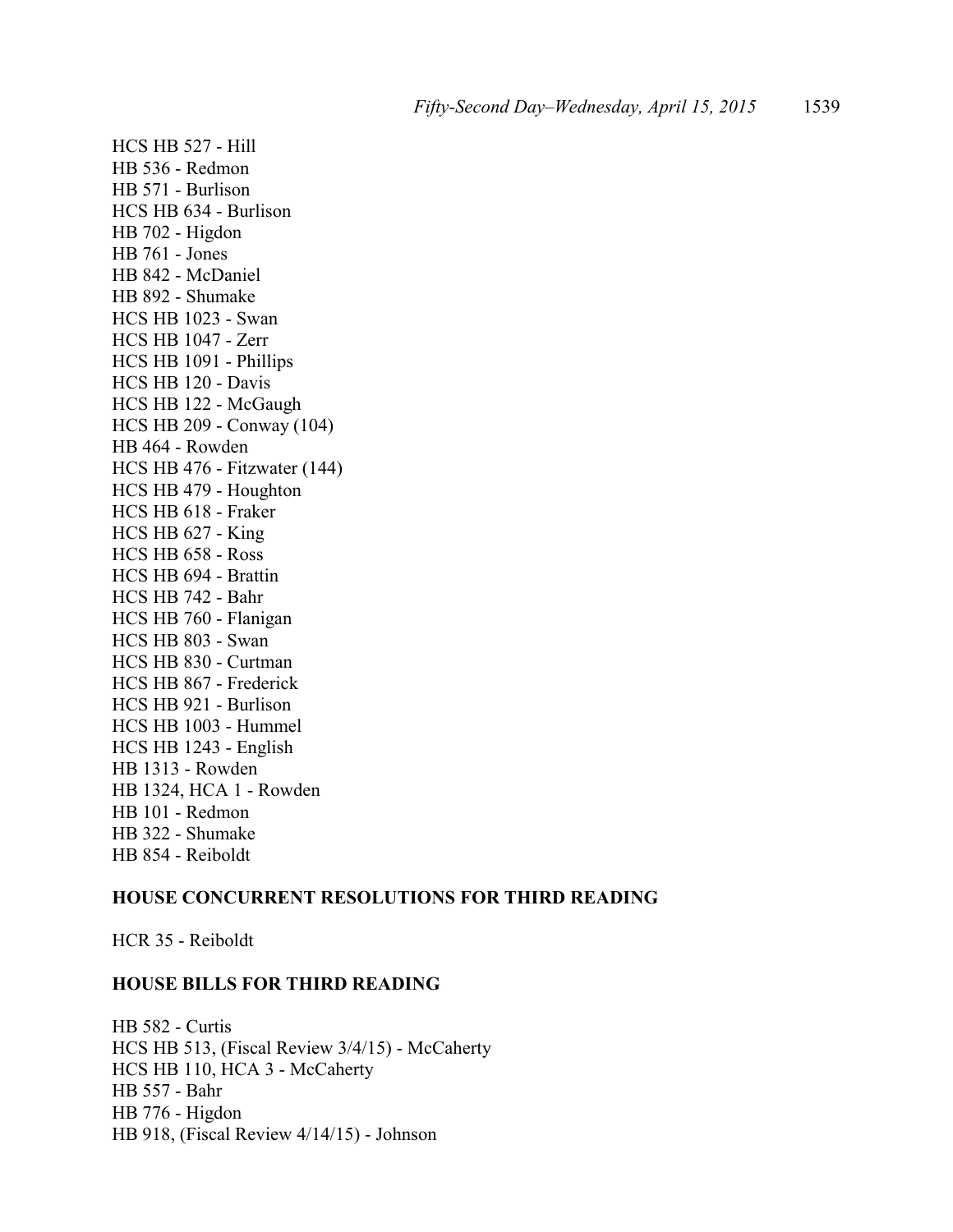HCS HB 527 - Hill
HB 536 - Redmon
HB 571 - Burlison
HCS HB 634 - Burlison
HB 702 - Higdon
HB 761 - Jones
HB 842 - McDaniel
HB 892 - Shumake
HCS HB 1023 - Swan
HCS HB 1047 - Zerr
HCS HB 1091 - Phillips
HCS HB 120 - Davis
HCS HB 122 - McGaugh
HCS HB 209 - Conway (104)
HB 464 - Rowden
HCS HB 476 - Fitzwater (144)
HCS HB 479 - Houghton
HCS HB 618 - Fraker
HCS HB 627 - King
HCS HB 658 - Ross
HCS HB 694 - Brattin
HCS HB 742 - Bahr
HCS HB 760 - Flanigan
HCS HB 803 - Swan
HCS HB 830 - Curtman
HCS HB 867 - Frederick
HCS HB 921 - Burlison
HCS HB 1003 - Hummel
HCS HB 1243 - English
HB 1313 - Rowden
HB 1324, HCA 1 - Rowden
HB 101 - Redmon
HB 322 - Shumake
HB 854 - Reiboldt

**HOUSE CONCURRENT RESOLUTIONS FOR THIRD READING**

HCR 35 - Reiboldt

**HOUSE BILLS FOR THIRD READING**

HB 582 - Curtis
HCS HB 513, (Fiscal Review 3/4/15) - McCaherty
HCS HB 110, HCA 3 - McCaherty
HB 557 - Bahr
HB 776 - Higdon
HB 918, (Fiscal Review 4/14/15) - Johnson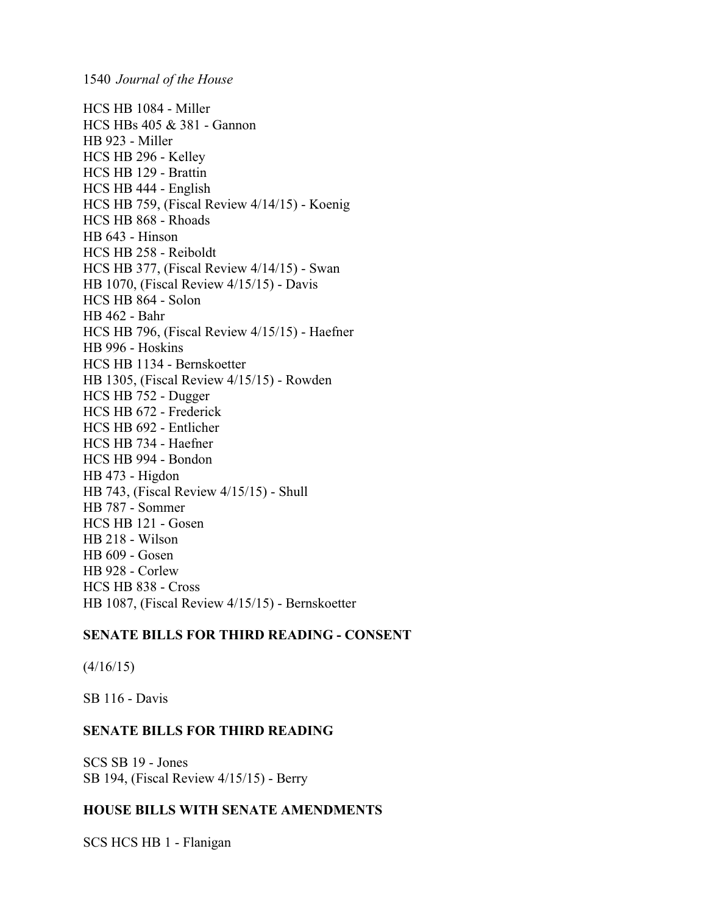HCS HB 1084 - Miller
HCS HBs 405 & 381 - Gannon
HB 923 - Miller
HCS HB 296 - Kelley
HCS HB 129 - Brattin
HCS HB 444 - English
HCS HB 759, (Fiscal Review 4/14/15) - Koenig
HCS HB 868 - Rhoads
HB 643 - Hinson
HCS HB 258 - Reiboldt
HCS HB 377, (Fiscal Review 4/14/15) - Swan
HB 1070, (Fiscal Review 4/15/15) - Davis
HCS HB 864 - Solon
HB 462 - Bahr
HCS HB 796, (Fiscal Review 4/15/15) - Haefner
HB 996 - Hoskins
HCS HB 1134 - Bernskoetter
HB 1305, (Fiscal Review 4/15/15) - Rowden
HCS HB 752 - Dugger
HCS HB 672 - Frederick
HCS HB 692 - Entlicher
HCS HB 734 - Haefner
HCS HB 994 - Bondon
HB 473 - Higdon
HB 743, (Fiscal Review 4/15/15) - Shull
HB 787 - Sommer
HCS HB 121 - Gosen
HB 218 - Wilson
HB 609 - Gosen
HB 928 - Corlew
HCS HB 838 - Cross
HB 1087, (Fiscal Review 4/15/15) - Bernskoetter

**SENATE BILLS FOR THIRD READING - CONSENT**

(4/16/15)

SB 116 - Davis

**SENATE BILLS FOR THIRD READING**

SCS SB 19 - Jones
SB 194, (Fiscal Review 4/15/15) - Berry

**HOUSE BILLS WITH SENATE AMENDMENTS**

SCS HCS HB 1 - Flanigan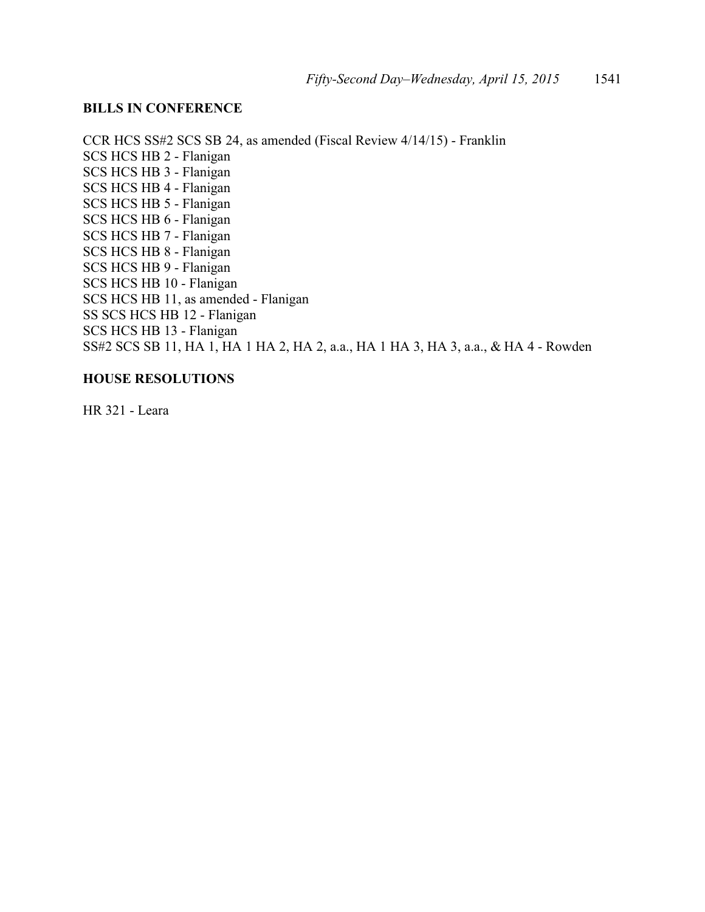**BILLS IN CONFERENCE**

CCR HCS SS#2 SCS SB 24, as amended (Fiscal Review 4/14/15) - Franklin
SCS HCS HB 2 - Flanigan
SCS HCS HB 3 - Flanigan
SCS HCS HB 4 - Flanigan
SCS HCS HB 5 - Flanigan
SCS HCS HB 6 - Flanigan
SCS HCS HB 7 - Flanigan
SCS HCS HB 8 - Flanigan
SCS HCS HB 9 - Flanigan
SCS HCS HB 10 - Flanigan
SCS HCS HB 11, as amended - Flanigan
SS SCS HCS HB 12 - Flanigan
SCS HCS HB 13 - Flanigan
SS#2 SCS SB 11, HA 1, HA 1 HA 2, HA 2, a.a., HA 1 HA 3, HA 3, a.a., & HA 4 - Rowden

**HOUSE RESOLUTIONS**

HR 321 - Leara